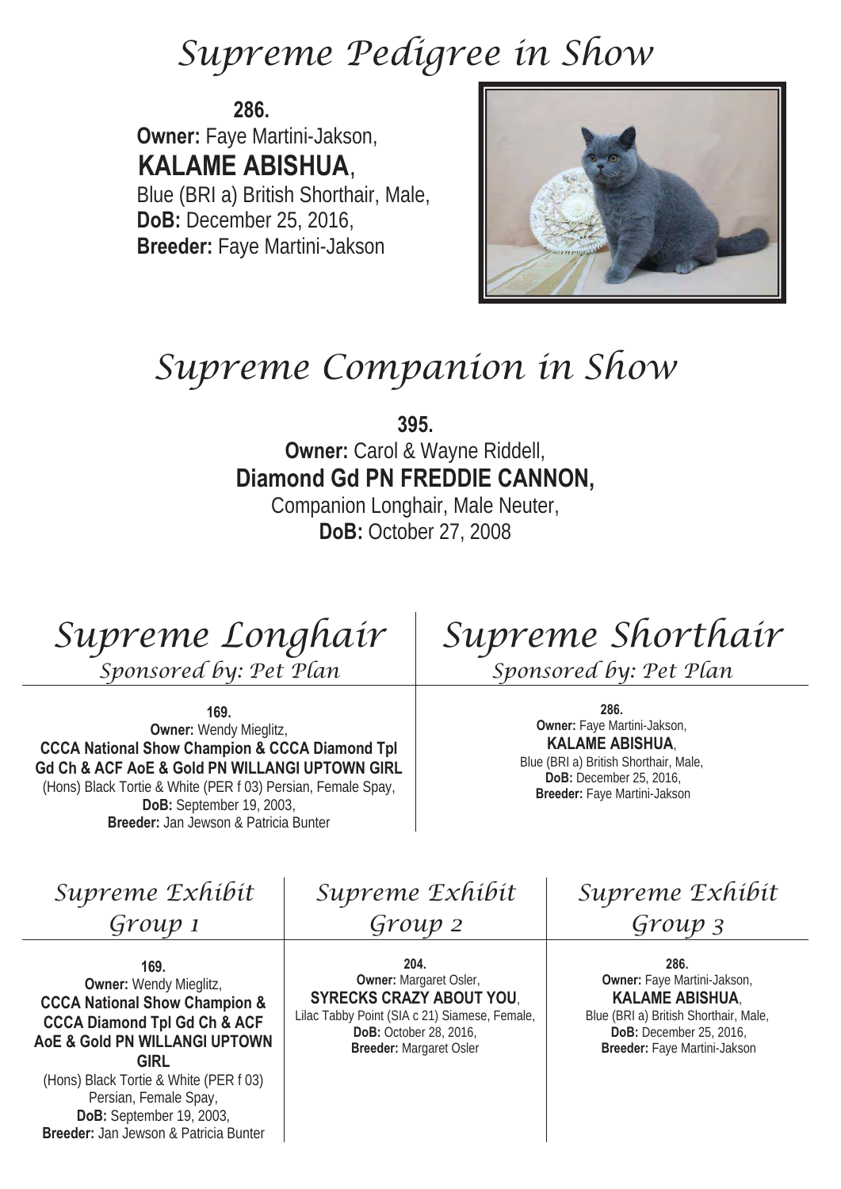# Supreme Pedigree in Show

**286.**
**Owner:** Faye Martini-Jakson,
**KALAME ABISHUA**,
Blue (BRI a) British Shorthair, Male,
**DoB:** December 25, 2016,
**Breeder:** Faye Martini-Jakson

# Supreme Companion in Show

**395.**
**Owner:** Carol & Wayne Riddell,
**Diamond Gd PN FREDDIE CANNON,**
Companion Longhair, Male Neuter,
**DoB:** October 27, 2008

# Supreme Longhair

*Sponsored by: Pet Plan*

**169.**
**Owner:** Wendy Mieglitz,
**CCCA National Show Champion & CCCA Diamond Tpl Gd Ch & ACF AoE & Gold PN WILLANGI UPTOWN GIRL**
(Hons) Black Tortie & White (PER f 03) Persian, Female Spay,
**DoB:** September 19, 2003,
**Breeder:** Jan Jewson & Patricia Bunter

# Supreme Shorthair

*Sponsored by: Pet Plan*

**286.**
**Owner:** Faye Martini-Jakson,
**KALAME ABISHUA**,
Blue (BRI a) British Shorthair, Male,
**DoB:** December 25, 2016,
**Breeder:** Faye Martini-Jakson

# Supreme Exhibit Group 1

**169.**
**Owner:** Wendy Mieglitz,
**CCCA National Show Champion & CCCA Diamond Tpl Gd Ch & ACF AoE & Gold PN WILLANGI UPTOWN GIRL**
(Hons) Black Tortie & White (PER f 03) Persian, Female Spay,
**DoB:** September 19, 2003,
**Breeder:** Jan Jewson & Patricia Bunter

# Supreme Exhibit Group 2

**204.**
**Owner:** Margaret Osler,
**SYRECKS CRAZY ABOUT YOU**,
Lilac Tabby Point (SIA c 21) Siamese, Female,
**DoB:** October 28, 2016,
**Breeder:** Margaret Osler

# Supreme Exhibit Group 3

**286.**
**Owner:** Faye Martini-Jakson,
**KALAME ABISHUA**,
Blue (BRI a) British Shorthair, Male,
**DoB:** December 25, 2016,
**Breeder:** Faye Martini-Jakson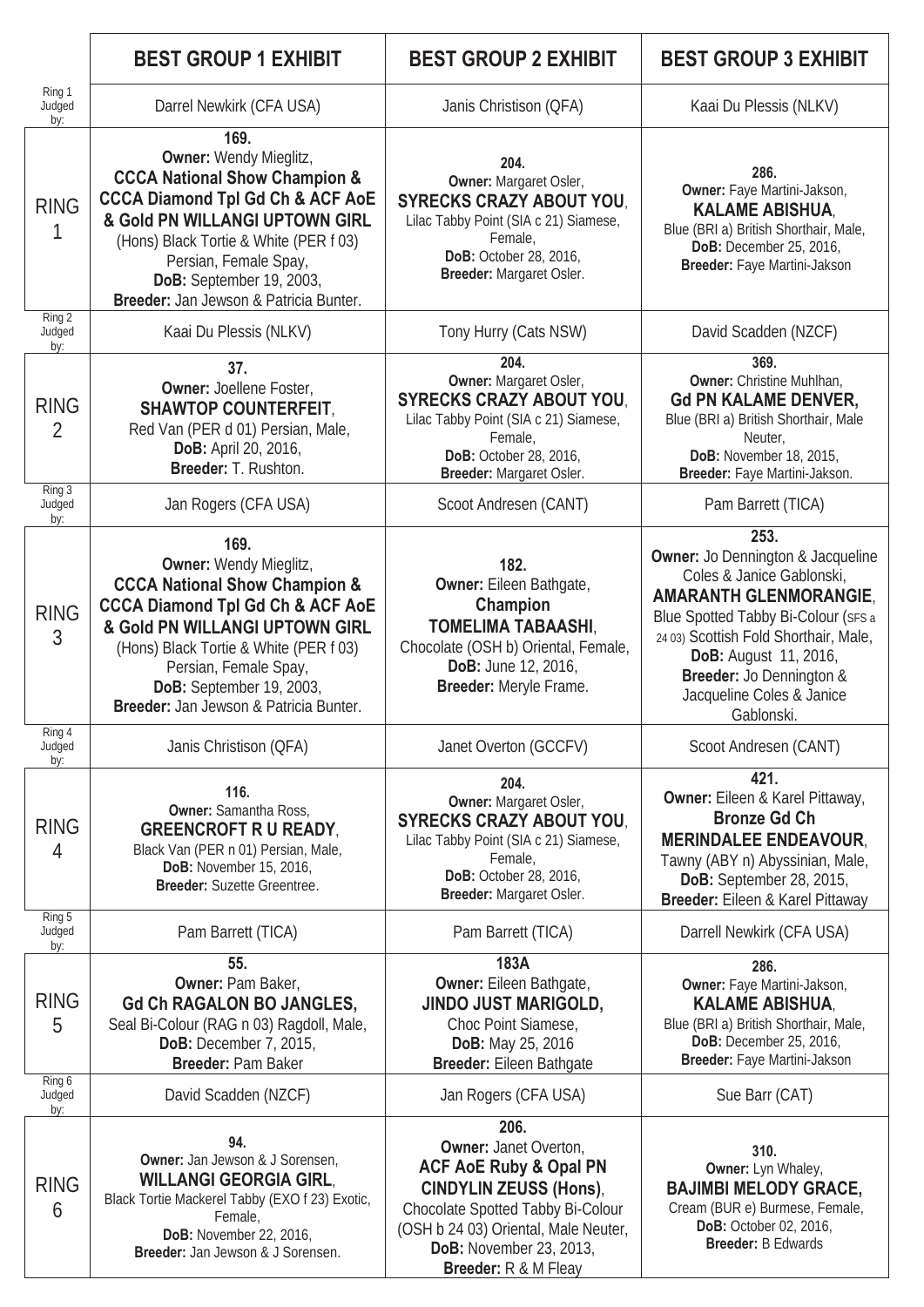| | **BEST GROUP 1 EXHIBIT** | **BEST GROUP 2 EXHIBIT** | **BEST GROUP 3 EXHIBIT** |
|---|---|---|---|
| Ring 1 Judged by: | Darrel Newkirk (CFA USA) | Janis Christison (QFA) | Kaai Du Plessis (NLKV) |
| RING 1 | **169.** **Owner:** Wendy Mieglitz, **CCCA National Show Champion & CCCA Diamond Tpl Gd Ch & ACF AoE & Gold PN WILLANGI UPTOWN GIRL** (Hons) Black Tortie & White (PER f 03) Persian, Female Spay, **DoB:** September 19, 2003, **Breeder:** Jan Jewson & Patricia Bunter. | **204.** **Owner:** Margaret Osler, **SYRECKS CRAZY ABOUT YOU**, Lilac Tabby Point (SIA c 21) Siamese, Female, **DoB:** October 28, 2016, **Breeder:** Margaret Osler. | **286.** **Owner:** Faye Martini-Jakson, **KALAME ABISHUA**, Blue (BRI a) British Shorthair, Male, **DoB:** December 25, 2016, **Breeder:** Faye Martini-Jakson |
| Ring 2 Judged by: | Kaai Du Plessis (NLKV) | Tony Hurry (Cats NSW) | David Scadden (NZCF) |
| RING 2 | **37.** **Owner:** Joellene Foster, **SHAWTOP COUNTERFEIT**, Red Van (PER d 01) Persian, Male, **DoB:** April 20, 2016, **Breeder:** T. Rushton. | **204.** **Owner:** Margaret Osler, **SYRECKS CRAZY ABOUT YOU**, Lilac Tabby Point (SIA c 21) Siamese, Female, **DoB:** October 28, 2016, **Breeder:** Margaret Osler. | **369.** **Owner:** Christine Muhlhan, **Gd PN KALAME DENVER,** Blue (BRI a) British Shorthair, Male Neuter, **DoB:** November 18, 2015, **Breeder:** Faye Martini-Jakson. |
| Ring 3 Judged by: | Jan Rogers (CFA USA) | Scoot Andresen (CANT) | Pam Barrett (TICA) |
| RING 3 | **169.** **Owner:** Wendy Mieglitz, **CCCA National Show Champion & CCCA Diamond Tpl Gd Ch & ACF AoE & Gold PN WILLANGI UPTOWN GIRL** (Hons) Black Tortie & White (PER f 03) Persian, Female Spay, **DoB:** September 19, 2003, **Breeder:** Jan Jewson & Patricia Bunter. | **182.** **Owner:** Eileen Bathgate, **Champion TOMELIMA TABAASHI**, Chocolate (OSH b) Oriental, Female, **DoB:** June 12, 2016, **Breeder:** Meryle Frame. | **253.** **Owner:** Jo Dennington & Jacqueline Coles & Janice Gablonski, **AMARANTH GLENMORANGIE**, Blue Spotted Tabby Bi-Colour (SFS a 24 03) Scottish Fold Shorthair, Male, **DoB:** August 11, 2016, **Breeder:** Jo Dennington & Jacqueline Coles & Janice Gablonski. |
| Ring 4 Judged by: | Janis Christison (QFA) | Janet Overton (GCCFV) | Scoot Andresen (CANT) |
| RING 4 | **116.** **Owner:** Samantha Ross, **GREENCROFT R U READY**, Black Van (PER n 01) Persian, Male, **DoB:** November 15, 2016, **Breeder:** Suzette Greentree. | **204.** **Owner:** Margaret Osler, **SYRECKS CRAZY ABOUT YOU**, Lilac Tabby Point (SIA c 21) Siamese, Female, **DoB:** October 28, 2016, **Breeder:** Margaret Osler. | **421.** **Owner:** Eileen & Karel Pittaway, **Bronze Gd Ch MERINDALEE ENDEAVOUR**, Tawny (ABY n) Abyssinian, Male, **DoB:** September 28, 2015, **Breeder:** Eileen & Karel Pittaway |
| Ring 5 Judged by: | Pam Barrett (TICA) | Pam Barrett (TICA) | Darrell Newkirk (CFA USA) |
| RING 5 | **55.** **Owner:** Pam Baker, **Gd Ch RAGALON BO JANGLES,** Seal Bi-Colour (RAG n 03) Ragdoll, Male, **DoB:** December 7, 2015, **Breeder:** Pam Baker | **183A** **Owner:** Eileen Bathgate, **JINDO JUST MARIGOLD,** Choc Point Siamese, **DoB:** May 25, 2016 **Breeder:** Eileen Bathgate | **286.** **Owner:** Faye Martini-Jakson, **KALAME ABISHUA**, Blue (BRI a) British Shorthair, Male, **DoB:** December 25, 2016, **Breeder:** Faye Martini-Jakson |
| Ring 6 Judged by: | David Scadden (NZCF) | Jan Rogers (CFA USA) | Sue Barr (CAT) |
| RING 6 | **94.** **Owner:** Jan Jewson & J Sorensen, **WILLANGI GEORGIA GIRL**, Black Tortie Mackerel Tabby (EXO f 23) Exotic, Female, **DoB:** November 22, 2016, **Breeder:** Jan Jewson & J Sorensen. | **206.** **Owner:** Janet Overton, **ACF AoE Ruby & Opal PN CINDYLIN ZEUSS (Hons)**, Chocolate Spotted Tabby Bi-Colour (OSH b 24 03) Oriental, Male Neuter, **DoB:** November 23, 2013, **Breeder:** R & M Fleay | **310.** **Owner:** Lyn Whaley, **BAJIMBI MELODY GRACE,** Cream (BUR e) Burmese, Female, **DoB:** October 02, 2016, **Breeder:** B Edwards |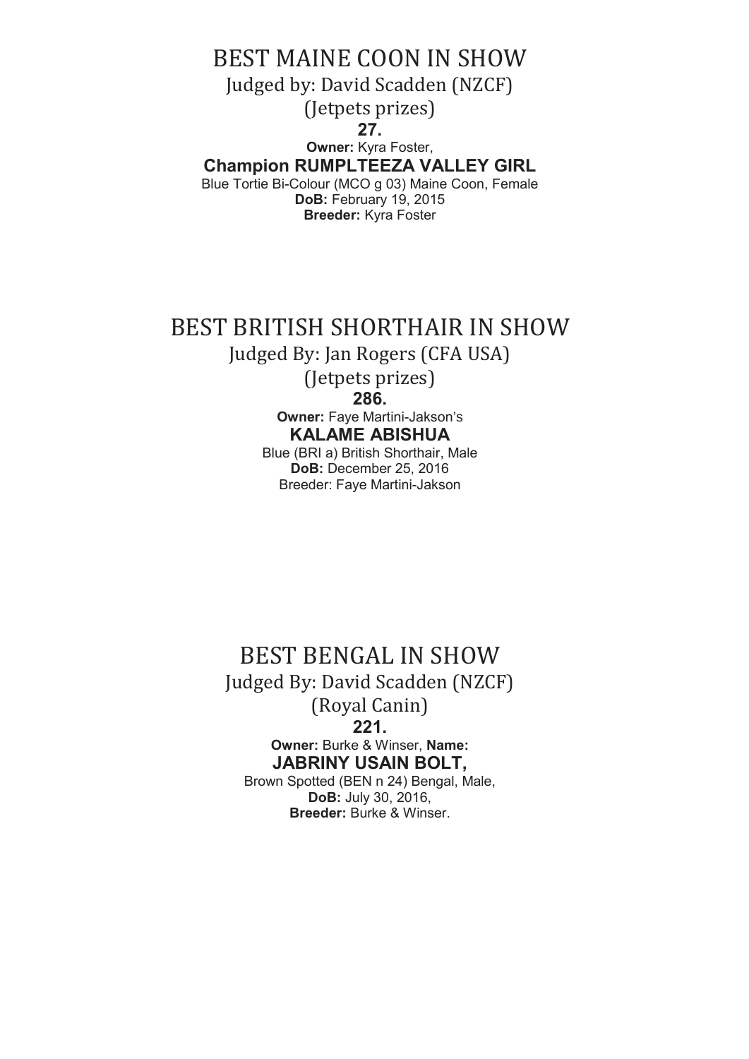# BEST MAINE COON IN SHOW

Judged by: David Scadden (NZCF)

(Jetpets prizes)

**27.**

**Owner:** Kyra Foster,

**Champion RUMPLTEEZA VALLEY GIRL**

Blue Tortie Bi-Colour (MCO g 03) Maine Coon, Female

**DoB:** February 19, 2015

**Breeder:** Kyra Foster

# BEST BRITISH SHORTHAIR IN SHOW

Judged By: Jan Rogers (CFA USA)

(Jetpets prizes)

**286.**

**Owner:** Faye Martini-Jakson's

**KALAME ABISHUA**

Blue (BRI a) British Shorthair, Male

**DoB:** December 25, 2016

Breeder: Faye Martini-Jakson

# BEST BENGAL IN SHOW

Judged By: David Scadden (NZCF)

(Royal Canin)

**221.**

**Owner:** Burke & Winser, **Name:**

**JABRINY USAIN BOLT,**

Brown Spotted (BEN n 24) Bengal, Male,

**DoB:** July 30, 2016,

**Breeder:** Burke & Winser.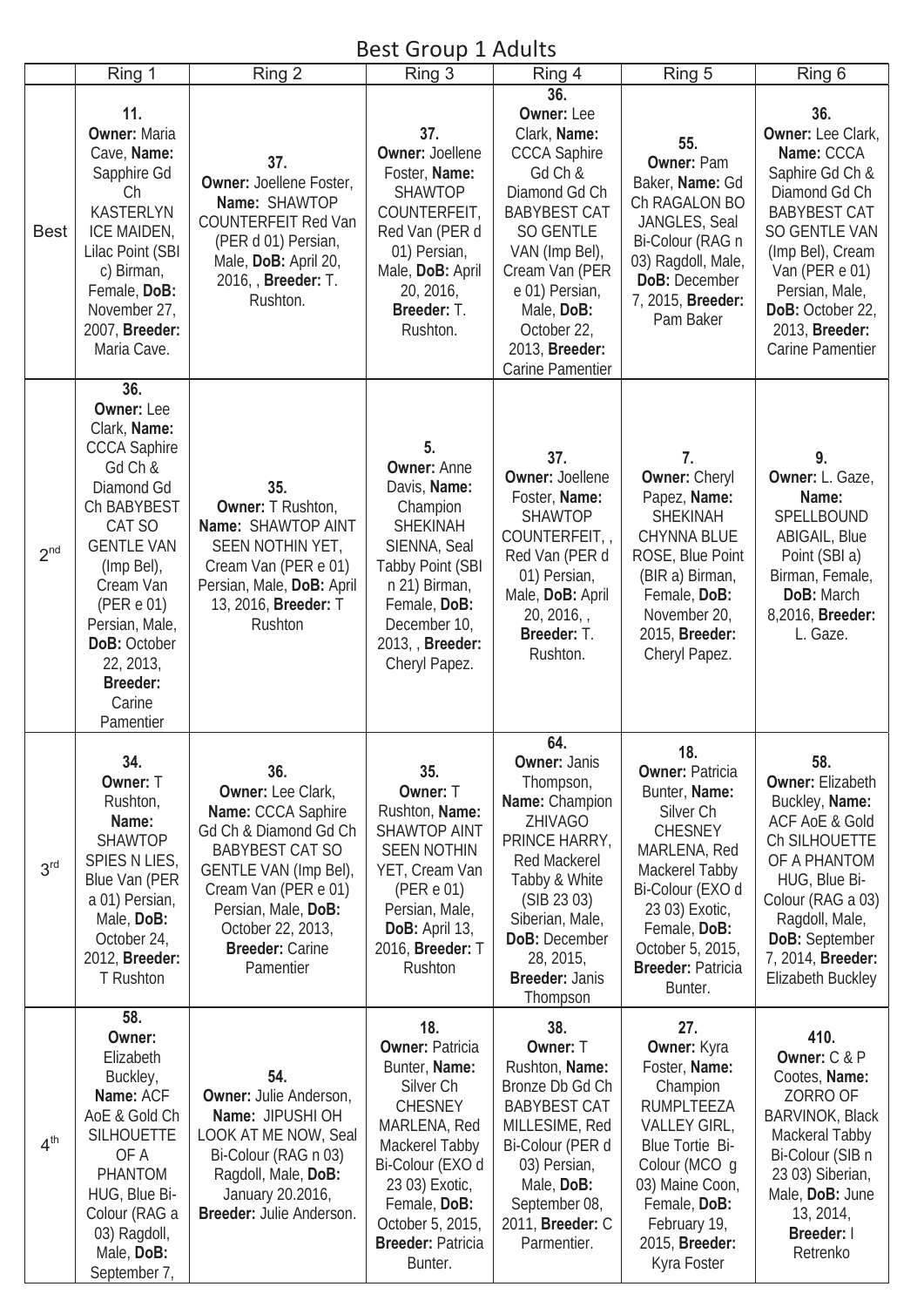## Best Group 1 Adults

| | Ring 1 | Ring 2 | Ring 3 | Ring 4 | Ring 5 | Ring 6 |
|---|---|---|---|---|---|---|
| Best | **11.** **Owner:** Maria Cave, **Name:** Sapphire Gd Ch KASTERLYN ICE MAIDEN, Lilac Point (SBI c) Birman, Female, **DoB:** November 27, 2007, **Breeder:** Maria Cave. | **37.** **Owner:** Joellene Foster, **Name:** SHAWTOP COUNTERFEIT Red Van (PER d 01) Persian, Male, **DoB:** April 20, 2016, , **Breeder:** T. Rushton. | **37.** **Owner:** Joellene Foster, **Name:** SHAWTOP COUNTERFEIT, Red Van (PER d 01) Persian, Male, **DoB:** April 20, 2016, **Breeder:** T. Rushton. | **36.** **Owner:** Lee Clark, **Name:** CCCA Saphire Gd Ch & Diamond Gd Ch BABYBEST CAT SO GENTLE VAN (Imp Bel), Cream Van (PER e 01) Persian, Male, **DoB:** October 22, 2013, **Breeder:** Carine Pamentier | **55.** **Owner:** Pam Baker, **Name:** Gd Ch RAGALON BO JANGLES, Seal Bi-Colour (RAG n 03) Ragdoll, Male, **DoB:** December 7, 2015, **Breeder:** Pam Baker | **36.** **Owner:** Lee Clark, **Name:** CCCA Saphire Gd Ch & Diamond Gd Ch BABYBEST CAT SO GENTLE VAN (Imp Bel), Cream Van (PER e 01) Persian, Male, **DoB:** October 22, 2013, **Breeder:** Carine Pamentier |
| 2nd | **36.** **Owner:** Lee Clark, **Name:** CCCA Saphire Gd Ch & Diamond Gd Ch BABYBEST CAT SO GENTLE VAN (Imp Bel), Cream Van (PER e 01) Persian, Male, **DoB:** October 22, 2013, **Breeder:** Carine Pamentier | **35.** **Owner:** T Rushton, **Name:** SHAWTOP AINT SEEN NOTHIN YET, Cream Van (PER e 01) Persian, Male, **DoB:** April 13, 2016, **Breeder:** T Rushton | **5.** **Owner:** Anne Davis, **Name:** Champion SHEKINAH SIENNA, Seal Tabby Point (SBI n 21) Birman, Female, **DoB:** December 10, 2013, , **Breeder:** Cheryl Papez. | **37.** **Owner:** Joellene Foster, **Name:** SHAWTOP COUNTERFEIT, , Red Van (PER d 01) Persian, Male, **DoB:** April 20, 2016, , **Breeder:** T. Rushton. | **7.** **Owner:** Cheryl Papez, **Name:** SHEKINAH CHYNNA BLUE ROSE, Blue Point (BIR a) Birman, Female, **DoB:** November 20, 2015, **Breeder:** Cheryl Papez. | **9.** **Owner:** L. Gaze, **Name:** SPELLBOUND ABIGAIL, Blue Point (SBI a) Birman, Female, **DoB:** March 8,2016, **Breeder:** L. Gaze. |
| 3rd | **34.** **Owner:** T Rushton, **Name:** SHAWTOP SPIES N LIES, Blue Van (PER a 01) Persian, Male, **DoB:** October 24, 2012, **Breeder:** T Rushton | **36.** **Owner:** Lee Clark, **Name:** CCCA Saphire Gd Ch & Diamond Gd Ch BABYBEST CAT SO GENTLE VAN (Imp Bel), Cream Van (PER e 01) Persian, Male, **DoB:** October 22, 2013, **Breeder:** Carine Pamentier | **35.** **Owner:** T Rushton, **Name:** SHAWTOP AINT SEEN NOTHIN YET, Cream Van (PER e 01) Persian, Male, **DoB:** April 13, 2016, **Breeder:** T Rushton | **64.** **Owner:** Janis Thompson, **Name:** Champion ZHIVAGO PRINCE HARRY, Red Mackerel Tabby & White (SIB 23 03) Siberian, Male, **DoB:** December 28, 2015, **Breeder:** Janis Thompson | **18.** **Owner:** Patricia Bunter, **Name:** Silver Ch CHESNEY MARLENA, Red Mackerel Tabby Bi-Colour (EXO d 23 03) Exotic, Female, **DoB:** October 5, 2015, **Breeder:** Patricia Bunter. | **58.** **Owner:** Elizabeth Buckley, **Name:** ACF AoE & Gold Ch SILHOUETTE OF A PHANTOM HUG, Blue Bi-Colour (RAG a 03) Ragdoll, Male, **DoB:** September 7, 2014, **Breeder:** Elizabeth Buckley |
| 4th | **58.** **Owner:** Elizabeth Buckley, **Name:** ACF AoE & Gold Ch SILHOUETTE OF A PHANTOM HUG, Blue Bi-Colour (RAG a 03) Ragdoll, Male, **DoB:** September 7, | **54.** **Owner:** Julie Anderson, **Name:** JIPUSHI OH LOOK AT ME NOW, Seal Bi-Colour (RAG n 03) Ragdoll, Male, **DoB:** January 20.2016, **Breeder:** Julie Anderson. | **18.** **Owner:** Patricia Bunter, **Name:** Silver Ch CHESNEY MARLENA, Red Mackerel Tabby Bi-Colour (EXO d 23 03) Exotic, Female, **DoB:** October 5, 2015, **Breeder:** Patricia Bunter. | **38.** **Owner:** T Rushton, **Name:** Bronze Db Gd Ch BABYBEST CAT MILLESIME, Red Bi-Colour (PER d 03) Persian, Male, **DoB:** September 08, 2011, **Breeder:** C Parmentier. | **27.** **Owner:** Kyra Foster, **Name:** Champion RUMPLTEEZA VALLEY GIRL, Blue Tortie Bi-Colour (MCO g 03) Maine Coon, Female, **DoB:** February 19, 2015, **Breeder:** Kyra Foster | **410.** **Owner:** C & P Cootes, **Name:** ZORRO OF BARVINOK, Black Mackeral Tabby Bi-Colour (SIB n 23 03) Siberian, Male, **DoB:** June 13, 2014, **Breeder:** I Retrenko |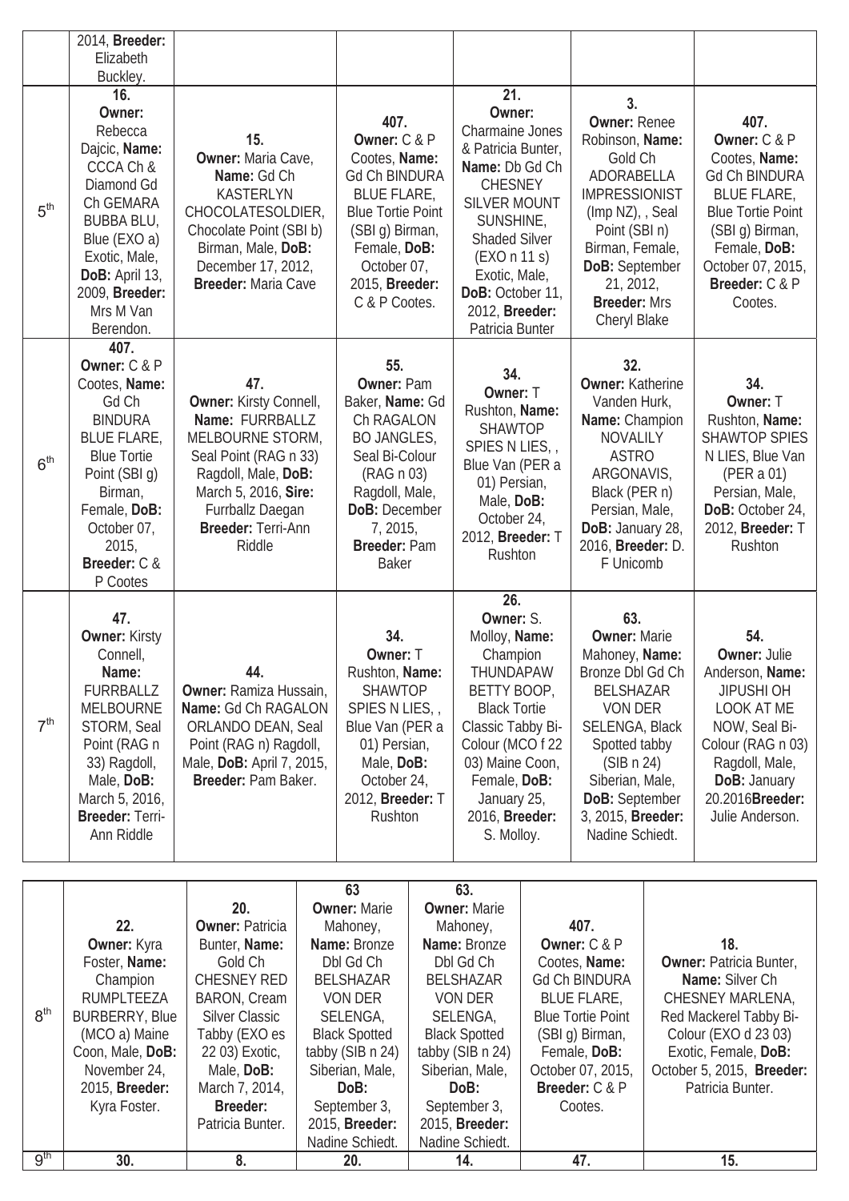| | | | | | | |
|---|---|---|---|---|---|---|
| | 2014, **Breeder:** Elizabeth Buckley. | | | | | |
| 5th | **16.** **Owner:** Rebecca Dajcic, **Name:** CCCA Ch & Diamond Gd Ch GEMARA BUBBA BLU, Blue (EXO a) Exotic, Male, **DoB:** April 13, 2009, **Breeder:** Mrs M Van Berendon. | **15.** **Owner:** Maria Cave, **Name:** Gd Ch KASTERLYN CHOCOLATESOLDIER, Chocolate Point (SBI b) Birman, Male, **DoB:** December 17, 2012, **Breeder:** Maria Cave | **407.** **Owner:** C & P Cootes, **Name:** Gd Ch BINDURA BLUE FLARE, Blue Tortie Point (SBI g) Birman, Female, **DoB:** October 07, 2015, **Breeder:** C & P Cootes. | **21.** **Owner:** Charmaine Jones & Patricia Bunter, **Name:** Db Gd Ch CHESNEY SILVER MOUNT SUNSHINE, Shaded Silver (EXO n 11 s) Exotic, Male, **DoB:** October 11, 2012, **Breeder:** Patricia Bunter | **3.** **Owner:** Renee Robinson, **Name:** Gold Ch ADORABELLA IMPRESSIONIST (Imp NZ), , Seal Point (SBI n) Birman, Female, **DoB:** September 21, 2012, **Breeder:** Mrs Cheryl Blake | **407.** **Owner:** C & P Cootes, **Name:** Gd Ch BINDURA BLUE FLARE, Blue Tortie Point (SBI g) Birman, Female, **DoB:** October 07, 2015, **Breeder:** C & P Cootes. |
| 6th | **407.** **Owner:** C & P Cootes, **Name:** Gd Ch BINDURA BLUE FLARE, Blue Tortie Point (SBI g) Birman, Female, **DoB:** October 07, 2015, **Breeder:** C & P Cootes | **47.** **Owner:** Kirsty Connell, **Name:** FURRBALLZ MELBOURNE STORM, Seal Point (RAG n 33) Ragdoll, Male, **DoB:** March 5, 2016, **Sire:** Furrballz Daegan **Breeder:** Terri-Ann Riddle | **55.** **Owner:** Pam Baker, **Name:** Gd Ch RAGALON BO JANGLES, Seal Bi-Colour (RAG n 03) Ragdoll, Male, **DoB:** December 7, 2015, **Breeder:** Pam Baker | **34.** **Owner:** T Rushton, **Name:** SHAWTOP SPIES N LIES, , Blue Van (PER a 01) Persian, Male, **DoB:** October 24, 2012, **Breeder:** T Rushton | **32.** **Owner:** Katherine Vanden Hurk, **Name:** Champion NOVALILY ASTRO ARGONAVIS, Black (PER n) Persian, Male, **DoB:** January 28, 2016, **Breeder:** D. F Unicomb | **34.** **Owner:** T Rushton, **Name:** SHAWTOP SPIES N LIES, Blue Van (PER a 01) Persian, Male, **DoB:** October 24, 2012, **Breeder:** T Rushton |
| 7th | **47.** **Owner:** Kirsty Connell, **Name:** FURRBALLZ MELBOURNE STORM, Seal Point (RAG n 33) Ragdoll, Male, **DoB:** March 5, 2016, **Breeder:** Terri-Ann Riddle | **44.** **Owner:** Ramiza Hussain, **Name:** Gd Ch RAGALON ORLANDO DEAN, Seal Point (RAG n) Ragdoll, Male, **DoB:** April 7, 2015, **Breeder:** Pam Baker. | **34.** **Owner:** T Rushton, **Name:** SHAWTOP SPIES N LIES, , Blue Van (PER a 01) Persian, Male, **DoB:** October 24, 2012, **Breeder:** T Rushton | **26.** **Owner:** S. Molloy, **Name:** Champion THUNDAPAW BETTY BOOP, Black Tortie Classic Tabby Bi-Colour (MCO f 22 03) Maine Coon, Female, **DoB:** January 25, 2016, **Breeder:** S. Molloy. | **63.** **Owner:** Marie Mahoney, **Name:** Bronze Dbl Gd Ch BELSHAZAR VON DER SELENGA, Black Spotted tabby (SIB n 24) Siberian, Male, **DoB:** September 3, 2015, **Breeder:** Nadine Schiedt. | **54.** **Owner:** Julie Anderson, **Name:** JIPUSHI OH LOOK AT ME NOW, Seal Bi-Colour (RAG n 03) Ragdoll, Male, **DoB:** January 20.2016**Breeder:** Julie Anderson. |
| 8th | **22.** **Owner:** Kyra Foster, **Name:** Champion RUMPLTEEZA BURBERRY, Blue (MCO a) Maine Coon, Male, **DoB:** November 24, 2015, **Breeder:** Kyra Foster. | **20.** **Owner:** Patricia Bunter, **Name:** Gold Ch CHESNEY RED BARON, Cream Silver Classic Tabby (EXO es 22 03) Exotic, Male, **DoB:** March 7, 2014, **Breeder:** Patricia Bunter. | **63** **Owner:** Marie Mahoney, **Name:** Bronze Dbl Gd Ch BELSHAZAR VON DER SELENGA, Black Spotted tabby (SIB n 24) Siberian, Male, **DoB:** September 3, 2015, **Breeder:** Nadine Schiedt. | **63.** **Owner:** Marie Mahoney, **Name:** Bronze Dbl Gd Ch BELSHAZAR VON DER SELENGA, Black Spotted tabby (SIB n 24) Siberian, Male, **DoB:** September 3, 2015, **Breeder:** Nadine Schiedt. | **407.** **Owner:** C & P Cootes, **Name:** Gd Ch BINDURA BLUE FLARE, Blue Tortie Point (SBI g) Birman, Female, **DoB:** October 07, 2015, **Breeder:** C & P Cootes. | **18.** **Owner:** Patricia Bunter, **Name:** Silver Ch CHESNEY MARLENA, Red Mackerel Tabby Bi-Colour (EXO d 23 03) Exotic, Female, **DoB:** October 5, 2015, **Breeder:** Patricia Bunter. |
| 9th | **30.** | **8.** | **20.** | **14.** | **47.** | **15.** |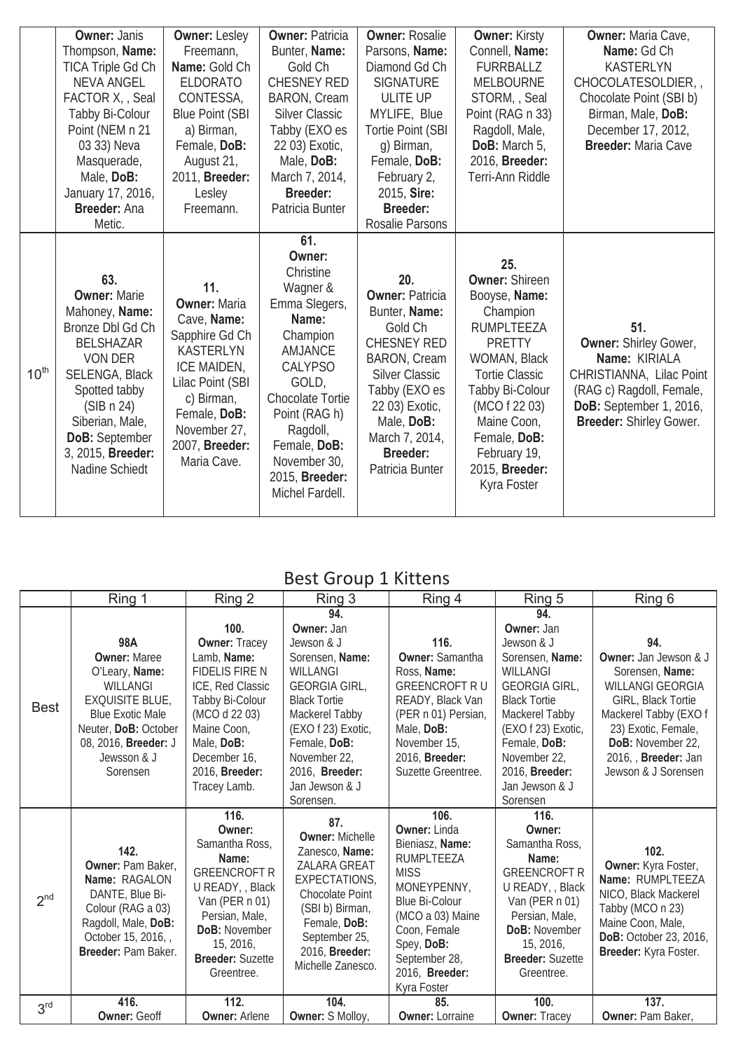| | | | | | | |
|---|---|---|---|---|---|---|
| | **Owner:** Janis Thompson, **Name:** TICA Triple Gd Ch NEVA ANGEL FACTOR X, , Seal Tabby Bi-Colour Point (NEM n 21 03 33) Neva Masquerade, Male, **DoB:** January 17, 2016, **Breeder:** Ana Metic. | **Owner:** Lesley Freemann, **Name:** Gold Ch ELDORATO CONTESSA, Blue Point (SBI a) Birman, Female, **DoB:** August 21, 2011, **Breeder:** Lesley Freemann. | **Owner:** Patricia Bunter, **Name:** Gold Ch CHESNEY RED BARON, Cream Silver Classic Tabby (EXO es 22 03) Exotic, Male, **DoB:** March 7, 2014, **Breeder:** Patricia Bunter | **Owner:** Rosalie Parsons, **Name:** Diamond Gd Ch SIGNATURE ULITE UP MYLIFE, Blue Tortie Point (SBI g) Birman, Female, **DoB:** February 2, 2015, **Sire:** **Breeder:** Rosalie Parsons | **Owner:** Kirsty Connell, **Name:** FURRBALLZ MELBOURNE STORM, , Seal Point (RAG n 33) Ragdoll, Male, **DoB:** March 5, 2016, **Breeder:** Terri-Ann Riddle | **Owner:** Maria Cave, **Name:** Gd Ch KASTERLYN CHOCOLATESOLDIER, , Chocolate Point (SBI b) Birman, Male, **DoB:** December 17, 2012, **Breeder:** Maria Cave |
| 10th | **63.** **Owner:** Marie Mahoney, **Name:** Bronze Dbl Gd Ch BELSHAZAR VON DER SELENGA, Black Spotted tabby (SIB n 24) Siberian, Male, **DoB:** September 3, 2015, **Breeder:** Nadine Schiedt | **11.** **Owner:** Maria Cave, **Name:** Sapphire Gd Ch KASTERLYN ICE MAIDEN, Lilac Point (SBI c) Birman, Female, **DoB:** November 27, 2007, **Breeder:** Maria Cave. | **61.** **Owner:** Christine Wagner & Emma Slegers, **Name:** Champion AMJANCE CALYPSO GOLD, Chocolate Tortie Point (RAG h) Ragdoll, Female, **DoB:** November 30, 2015, **Breeder:** Michel Fardell. | **20.** **Owner:** Patricia Bunter, **Name:** Gold Ch CHESNEY RED BARON, Cream Silver Classic Tabby (EXO es 22 03) Exotic, Male, **DoB:** March 7, 2014, **Breeder:** Patricia Bunter | **25.** **Owner:** Shireen Booyse, **Name:** Champion RUMPLTEEZA PRETTY WOMAN, Black Tortie Classic Tabby Bi-Colour (MCO f 22 03) Maine Coon, Female, **DoB:** February 19, 2015, **Breeder:** Kyra Foster | **51.** **Owner:** Shirley Gower, **Name:** KIRIALA CHRISTIANNA, Lilac Point (RAG c) Ragdoll, Female, **DoB:** September 1, 2016, **Breeder:** Shirley Gower. |

## Best Group 1 Kittens

| | Ring 1 | Ring 2 | Ring 3 | Ring 4 | Ring 5 | Ring 6 |
|---|---|---|---|---|---|---|
| Best | **98A** **Owner:** Maree O'Leary, **Name:** WILLANGI EXQUISITE BLUE, Blue Exotic Male Neuter, **DoB:** October 08, 2016, **Breeder:** J Jewsson & J Sorensen | **100.** **Owner:** Tracey Lamb, **Name:** FIDELIS FIRE N ICE, Red Classic Tabby Bi-Colour (MCO d 22 03) Maine Coon, Male, **DoB:** December 16, 2016, **Breeder:** Tracey Lamb. | **94.** **Owner:** Jan Jewson & J Sorensen, **Name:** WILLANGI GEORGIA GIRL, Black Tortie Mackerel Tabby (EXO f 23) Exotic, Female, **DoB:** November 22, 2016, **Breeder:** Jan Jewson & J Sorensen. | **116.** **Owner:** Samantha Ross, **Name:** GREENCROFT R U READY, Black Van (PER n 01) Persian, Male, **DoB:** November 15, 2016, **Breeder:** Suzette Greentree. | **94.** **Owner:** Jan Jewson & J Sorensen, **Name:** WILLANGI GEORGIA GIRL, Black Tortie Mackerel Tabby (EXO f 23) Exotic, Female, **DoB:** November 22, 2016, **Breeder:** Jan Jewson & J Sorensen | **94.** **Owner:** Jan Jewson & J Sorensen, **Name:** WILLANGI GEORGIA GIRL, Black Tortie Mackerel Tabby (EXO f 23) Exotic, Female, **DoB:** November 22, 2016, , **Breeder:** Jan Jewson & J Sorensen |
| 2nd | **142.** **Owner:** Pam Baker, **Name:** RAGALON DANTE, Blue Bi-Colour (RAG a 03) Ragdoll, Male, **DoB:** October 15, 2016, , **Breeder:** Pam Baker. | **116.** **Owner:** Samantha Ross, **Name:** GREENCROFT R U READY, , Black Van (PER n 01) Persian, Male, **DoB:** November 15, 2016, **Breeder:** Suzette Greentree. | **87.** **Owner:** Michelle Zanesco, **Name:** ZALARA GREAT EXPECTATIONS, Chocolate Point (SBI b) Birman, Female, **DoB:** September 25, 2016, **Breeder:** Michelle Zanesco. | **106.** **Owner:** Linda Bieniasz, **Name:** RUMPLTEEZA MISS MONEYPENNY, Blue Bi-Colour (MCO a 03) Maine Coon, Female Spey, **DoB:** September 28, 2016, **Breeder:** Kyra Foster | **116.** **Owner:** Samantha Ross, **Name:** GREENCROFT R U READY, , Black Van (PER n 01) Persian, Male, **DoB:** November 15, 2016, **Breeder:** Suzette Greentree. | **102.** **Owner:** Kyra Foster, **Name:** RUMPLTEEZA NICO, Black Mackerel Tabby (MCO n 23) Maine Coon, Male, **DoB:** October 23, 2016, **Breeder:** Kyra Foster. |
| 3rd | **416.** **Owner:** Geoff | **112.** **Owner:** Arlene | **104.** **Owner:** S Molloy, | **85.** **Owner:** Lorraine | **100.** **Owner:** Tracey | **137.** **Owner:** Pam Baker, |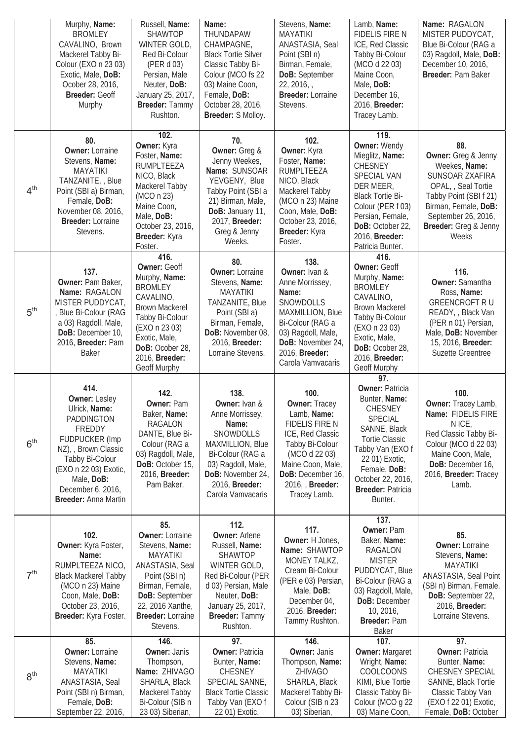| | | | | | | |
|---|---|---|---|---|---|---|
| | Murphy, **Name:** BROMLEY CAVALINO, Brown Mackerel Tabby Bi-Colour (EXO n 23 03) Exotic, Male, **DoB:** Ocober 28, 2016, **Breeder:** Geoff Murphy | Russell, **Name:** SHAWTOP WINTER GOLD, Red Bi-Colour (PER d 03) Persian, Male Neuter, **DoB:** January 25, 2017, **Breeder:** Tammy Rushton. | **Name:** THUNDAPAW CHAMPAGNE, Black Tortie Silver Classic Tabby Bi-Colour (MCO fs 22 03) Maine Coon, Female, **DoB:** October 28, 2016, **Breeder:** S Molloy. | Stevens, **Name:** MAYATIKI ANASTASIA, Seal Point (SBI n) Birman, Female, **DoB:** September 22, 2016, , **Breeder:** Lorraine Stevens. | Lamb, **Name:** FIDELIS FIRE N ICE, Red Classic Tabby Bi-Colour (MCO d 22 03) Maine Coon, Male, **DoB:** December 16, 2016, **Breeder:** Tracey Lamb. | **Name:** RAGALON MISTER PUDDYCAT, Blue Bi-Colour (RAG a 03) Ragdoll, Male, **DoB:** December 10, 2016, **Breeder:** Pam Baker |
| 4th | **80. Owner:** Lorraine Stevens, **Name:** MAYATIKI TANZANITE, , Blue Point (SBI a) Birman, Female, **DoB:** November 08, 2016, **Breeder:** Lorraine Stevens. | **102. Owner:** Kyra Foster, **Name:** RUMPLTEEZA NICO, Black Mackerel Tabby (MCO n 23) Maine Coon, Male, **DoB:** October 23, 2016, **Breeder:** Kyra Foster. | **70. Owner:** Greg & Jenny Weekes, **Name:** SUNSOAR YEVGENY, Blue Tabby Point (SBI a 21) Birman, Male, **DoB:** January 11, 2017, **Breeder:** Greg & Jenny Weeks. | **102. Owner:** Kyra Foster, **Name:** RUMPLTEEZA NICO, Black Mackerel Tabby (MCO n 23) Maine Coon, Male, **DoB:** October 23, 2016, **Breeder:** Kyra Foster. | **119. Owner:** Wendy Mieglitz, **Name:** CHESNEY SPECIAL VAN DER MEER, Black Tortie Bi-Colour (PER f 03) Persian, Female, **DoB:** October 22, 2016, **Breeder:** Patricia Bunter. | **88. Owner:** Greg & Jenny Weekes, **Name:** SUNSOAR ZXAFIRA OPAL, , Seal Tortie Tabby Point (SBI f 21) Birman, Female, **DoB:** September 26, 2016, **Breeder:** Greg & Jenny Weeks |
| 5th | **137. Owner:** Pam Baker, **Name:** RAGALON MISTER PUDDYCAT, , Blue Bi-Colour (RAG a 03) Ragdoll, Male, **DoB:** December 10, 2016, **Breeder:** Pam Baker | **416. Owner:** Geoff Murphy, **Name:** BROMLEY CAVALINO, Brown Mackerel Tabby Bi-Colour (EXO n 23 03) Exotic, Male, **DoB:** Ocober 28, 2016, **Breeder:** Geoff Murphy | **80. Owner:** Lorraine Stevens, **Name:** MAYATIKI TANZANITE, Blue Point (SBI a) Birman, Female, **DoB:** November 08, 2016, **Breeder:** Lorraine Stevens. | **138. Owner:** Ivan & Anne Morrissey, **Name:** SNOWDOLLS MAXMILLION, Blue Bi-Colour (RAG a 03) Ragdoll, Male, **DoB:** November 24, 2016, **Breeder:** Carola Vamvacaris | **416. Owner:** Geoff Murphy, **Name:** BROMLEY CAVALINO, Brown Mackerel Tabby Bi-Colour (EXO n 23 03) Exotic, Male, **DoB:** Ocober 28, 2016, **Breeder:** Geoff Murphy | **116. Owner:** Samantha Ross, **Name:** GREENCROFT R U READY, , Black Van (PER n 01) Persian, Male, **DoB:** November 15, 2016, **Breeder:** Suzette Greentree |
| 6th | **414. Owner:** Lesley Ulrick, **Name:** PADDINGTON FREDDY FUDPUCKER (Imp NZ), , Brown Classic Tabby Bi-Colour (EXO n 22 03) Exotic, Male, **DoB:** December 6, 2016, **Breeder:** Anna Martin | **142. Owner:** Pam Baker, **Name:** RAGALON DANTE, Blue Bi-Colour (RAG a 03) Ragdoll, Male, **DoB:** October 15, 2016, **Breeder:** Pam Baker. | **138. Owner:** Ivan & Anne Morrissey, **Name:** SNOWDOLLS MAXMILLION, Blue Bi-Colour (RAG a 03) Ragdoll, Male, **DoB:** November 24, 2016, **Breeder:** Carola Vamvacaris | **100. Owner:** Tracey Lamb, **Name:** FIDELIS FIRE N ICE, Red Classic Tabby Bi-Colour (MCO d 22 03) Maine Coon, Male, **DoB:** December 16, 2016, , **Breeder:** Tracey Lamb. | **97. Owner:** Patricia Bunter, **Name:** CHESNEY SPECIAL SANNE, Black Tortie Classic Tabby Van (EXO f 22 01) Exotic, Female, **DoB:** October 22, 2016, **Breeder:** Patricia Bunter. | **100. Owner:** Tracey Lamb, **Name:** FIDELIS FIRE N ICE, Red Classic Tabby Bi-Colour (MCO d 22 03) Maine Coon, Male, **DoB:** December 16, 2016, **Breeder:** Tracey Lamb. |
| 7th | **102. Owner:** Kyra Foster, **Name:** RUMPLTEEZA NICO, Black Mackerel Tabby (MCO n 23) Maine Coon, Male, **DoB:** October 23, 2016, **Breeder:** Kyra Foster. | **85. Owner:** Lorraine Stevens, **Name:** MAYATIKI ANASTASIA, Seal Point (SBI n) Birman, Female, **DoB:** September 22, 2016 Xanthe, **Breeder:** Lorraine Stevens. | **112. Owner:** Arlene Russell, **Name:** SHAWTOP WINTER GOLD, Red Bi-Colour (PER d 03) Persian, Male Neuter, **DoB:** January 25, 2017, **Breeder:** Tammy Rushton. | **117. Owner:** H Jones, **Name:** SHAWTOP MONEY TALKZ, Cream Bi-Colour (PER e 03) Persian, Male, **DoB:** December 04, 2016, **Breeder:** Tammy Rushton. | **137. Owner:** Pam Baker, **Name:** RAGALON MISTER PUDDYCAT, Blue Bi-Colour (RAG a 03) Ragdoll, Male, **DoB:** December 10, 2016, **Breeder:** Pam Baker | **85. Owner:** Lorraine Stevens, **Name:** MAYATIKI ANASTASIA, Seal Point (SBI n) Birman, Female, **DoB:** September 22, 2016, **Breeder:** Lorraine Stevens. |
| 8th | **85. Owner:** Lorraine Stevens, **Name:** MAYATIKI ANASTASIA, Seal Point (SBI n) Birman, Female, **DoB:** September 22, 2016, | **146. Owner:** Janis Thompson, **Name:** ZHIVAGO SHARLA, Black Mackerel Tabby Bi-Colour (SIB n 23 03) Siberian, | **97. Owner:** Patricia Bunter, **Name:** CHESNEY SPECIAL SANNE, Black Tortie Classic Tabby Van (EXO f 22 01) Exotic, | **146. Owner:** Janis Thompson, **Name:** ZHIVAGO SHARLA, Black Mackerel Tabby Bi-Colour (SIB n 23 03) Siberian, | **107. Owner:** Margaret Wright, **Name:** COOLCOONS KIMI, Blue Tortie Classic Tabby Bi-Colour (MCO g 22 03) Maine Coon, | **97. Owner:** Patricia Bunter, **Name:** CHESNEY SPECIAL SANNE, Black Tortie Classic Tabby Van (EXO f 22 01) Exotic, Female, **DoB:** October |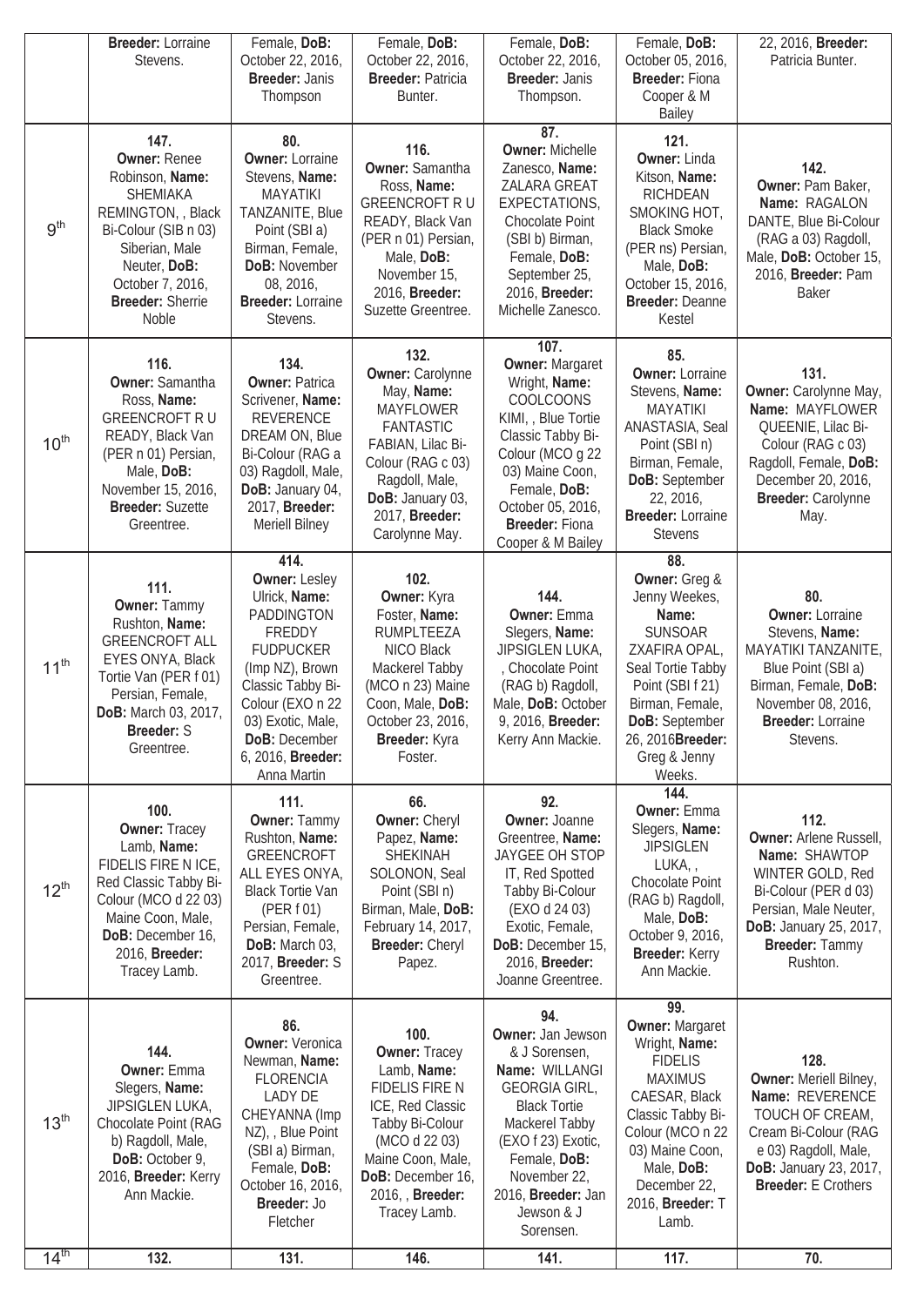|  |  |  |  |  |  |  |
|---|---|---|---|---|---|---|
|  | **Breeder:** Lorraine Stevens. | Female, **DoB:** October 22, 2016, **Breeder:** Janis Thompson | Female, **DoB:** October 22, 2016, **Breeder:** Patricia Bunter. | Female, **DoB:** October 22, 2016, **Breeder:** Janis Thompson. | Female, **DoB:** October 05, 2016, **Breeder:** Fiona Cooper & M Bailey | 22, 2016, **Breeder:** Patricia Bunter. |
| 9th | **147. Owner:** Renee Robinson, **Name:** SHEMIAKA REMINGTON, , Black Bi-Colour (SIB n 03) Siberian, Male Neuter, **DoB:** October 7, 2016, **Breeder:** Sherrie Noble | **80. Owner:** Lorraine Stevens, **Name:** MAYATIKI TANZANITE, Blue Point (SBI a) Birman, Female, **DoB:** November 08, 2016, **Breeder:** Lorraine Stevens. | **116. Owner:** Samantha Ross, **Name:** GREENCROFT R U READY, Black Van (PER n 01) Persian, Male, **DoB:** November 15, 2016, **Breeder:** Suzette Greentree. | **87. Owner:** Michelle Zanesco, **Name:** ZALARA GREAT EXPECTATIONS, Chocolate Point (SBI b) Birman, Female, **DoB:** September 25, 2016, **Breeder:** Michelle Zanesco. | **121. Owner:** Linda Kitson, **Name:** RICHDEAN SMOKING HOT, Black Smoke (PER ns) Persian, Male, **DoB:** October 15, 2016, **Breeder:** Deanne Kestel | **142. Owner:** Pam Baker, **Name:** RAGALON DANTE, Blue Bi-Colour (RAG a 03) Ragdoll, Male, **DoB:** October 15, 2016, **Breeder:** Pam Baker |
| 10th | **116. Owner:** Samantha Ross, **Name:** GREENCROFT R U READY, Black Van (PER n 01) Persian, Male, **DoB:** November 15, 2016, **Breeder:** Suzette Greentree. | **134. Owner:** Patrica Scrivener, **Name:** REVERENCE DREAM ON, Blue Bi-Colour (RAG a 03) Ragdoll, Male, **DoB:** January 04, 2017, **Breeder:** Meriell Bilney | **132. Owner:** Carolynne May, **Name:** MAYFLOWER FANTASTIC FABIAN, Lilac Bi-Colour (RAG c 03) Ragdoll, Male, **DoB:** January 03, 2017, **Breeder:** Carolynne May. | **107. Owner:** Margaret Wright, **Name:** COOLCOONS KIMI, , Blue Tortie Classic Tabby Bi-Colour (MCO g 22 03) Maine Coon, Female, **DoB:** October 05, 2016, **Breeder:** Fiona Cooper & M Bailey | **85. Owner:** Lorraine Stevens, **Name:** MAYATIKI ANASTASIA, Seal Point (SBI n) Birman, Female, **DoB:** September 22, 2016, **Breeder:** Lorraine Stevens | **131. Owner:** Carolynne May, **Name:** MAYFLOWER QUEENIE, Lilac Bi-Colour (RAG c 03) Ragdoll, Female, **DoB:** December 20, 2016, **Breeder:** Carolynne May. |
| 11th | **111. Owner:** Tammy Rushton, **Name:** GREENCROFT ALL EYES ONYA, Black Tortie Van (PER f 01) Persian, Female, **DoB:** March 03, 2017, **Breeder:** S Greentree. | **414. Owner:** Lesley Ulrick, **Name:** PADDINGTON FREDDY FUDPUCKER (Imp NZ), Brown Classic Tabby Bi-Colour (EXO n 22 03) Exotic, Male, **DoB:** December 6, 2016, **Breeder:** Anna Martin | **102. Owner:** Kyra Foster, **Name:** RUMPLTEEZA NICO Black Mackerel Tabby (MCO n 23) Maine Coon, Male, **DoB:** October 23, 2016, **Breeder:** Kyra Foster. | **144. Owner:** Emma Slegers, **Name:** JIPSIGLEN LUKA, , Chocolate Point (RAG b) Ragdoll, Male, **DoB:** October 9, 2016, **Breeder:** Kerry Ann Mackie. | **88. Owner:** Greg & Jenny Weekes, **Name:** SUNSOAR ZXAFIRA OPAL, Seal Tortie Tabby Point (SBI f 21) Birman, Female, **DoB:** September 26, 2016**Breeder:** Greg & Jenny Weeks. | **80. Owner:** Lorraine Stevens, **Name:** MAYATIKI TANZANITE, Blue Point (SBI a) Birman, Female, **DoB:** November 08, 2016, **Breeder:** Lorraine Stevens. |
| 12th | **100. Owner:** Tracey Lamb, **Name:** FIDELIS FIRE N ICE, Red Classic Tabby Bi-Colour (MCO d 22 03) Maine Coon, Male, **DoB:** December 16, 2016, **Breeder:** Tracey Lamb. | **111. Owner:** Tammy Rushton, **Name:** GREENCROFT ALL EYES ONYA, Black Tortie Van (PER f 01) Persian, Female, **DoB:** March 03, 2017, **Breeder:** S Greentree. | **66. Owner:** Cheryl Papez, **Name:** SHEKINAH SOLONON, Seal Point (SBI n) Birman, Male, **DoB:** February 14, 2017, **Breeder:** Cheryl Papez. | **92. Owner:** Joanne Greentree, **Name:** JAYGEE OH STOP IT, Red Spotted Tabby Bi-Colour (EXO d 24 03) Exotic, Female, **DoB:** December 15, 2016, **Breeder:** Joanne Greentree. | **144. Owner:** Emma Slegers, **Name:** JIPSIGLEN LUKA, , Chocolate Point (RAG b) Ragdoll, Male, **DoB:** October 9, 2016, **Breeder:** Kerry Ann Mackie. | **112. Owner:** Arlene Russell, **Name:** SHAWTOP WINTER GOLD, Red Bi-Colour (PER d 03) Persian, Male Neuter, **DoB:** January 25, 2017, **Breeder:** Tammy Rushton. |
| 13th | **144. Owner:** Emma Slegers, **Name:** JIPSIGLEN LUKA, Chocolate Point (RAG b) Ragdoll, Male, **DoB:** October 9, 2016, **Breeder:** Kerry Ann Mackie. | **86. Owner:** Veronica Newman, **Name:** FLORENCIA LADY DE CHEYANNA (Imp NZ), , Blue Point (SBI a) Birman, Female, **DoB:** October 16, 2016, **Breeder:** Jo Fletcher | **100. Owner:** Tracey Lamb, **Name:** FIDELIS FIRE N ICE, Red Classic Tabby Bi-Colour (MCO d 22 03) Maine Coon, Male, **DoB:** December 16, 2016, , **Breeder:** Tracey Lamb. | **94. Owner:** Jan Jewson & J Sorensen, **Name:** WILLANGI GEORGIA GIRL, Black Tortie Mackerel Tabby (EXO f 23) Exotic, Female, **DoB:** November 22, 2016, **Breeder:** Jan Jewson & J Sorensen. | **99. Owner:** Margaret Wright, **Name:** FIDELIS MAXIMUS CAESAR, Black Classic Tabby Bi-Colour (MCO n 22 03) Maine Coon, Male, **DoB:** December 22, 2016, **Breeder:** T Lamb. | **128. Owner:** Meriell Bilney, **Name:** REVERENCE TOUCH OF CREAM, Cream Bi-Colour (RAG e 03) Ragdoll, Male, **DoB:** January 23, 2017, **Breeder:** E Crothers |
| 14th | **132.** | **131.** | **146.** | **141.** | **117.** | **70.** |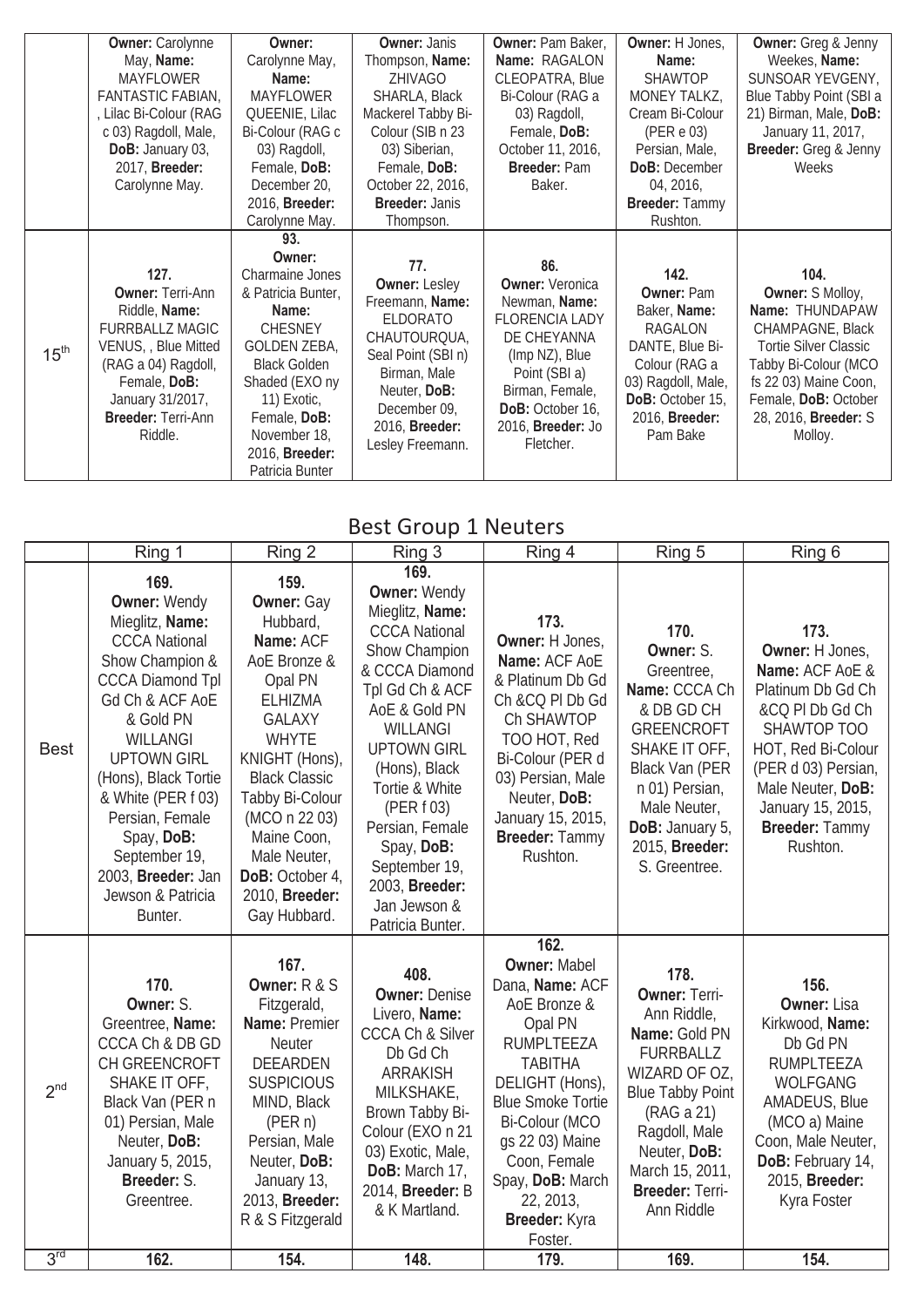| | | | | | | |
|---|---|---|---|---|---|---|
| | **Owner:** Carolynne May, **Name:** MAYFLOWER FANTASTIC FABIAN, , Lilac Bi-Colour (RAG c 03) Ragdoll, Male, **DoB:** January 03, 2017, **Breeder:** Carolynne May. | **Owner:** Carolynne May, **Name:** MAYFLOWER QUEENIE, Lilac Bi-Colour (RAG c 03) Ragdoll, Female, **DoB:** December 20, 2016, **Breeder:** Carolynne May. | **Owner:** Janis Thompson, **Name:** ZHIVAGO SHARLA, Black Mackerel Tabby Bi-Colour (SIB n 23 03) Siberian, Female, **DoB:** October 22, 2016, **Breeder:** Janis Thompson. | **Owner:** Pam Baker, **Name:** RAGALON CLEOPATRA, Blue Bi-Colour (RAG a 03) Ragdoll, Female, **DoB:** October 11, 2016, **Breeder:** Pam Baker. | **Owner:** H Jones, **Name:** SHAWTOP MONEY TALKZ, Cream Bi-Colour (PER e 03) Persian, Male, **DoB:** December 04, 2016, **Breeder:** Tammy Rushton. | **Owner:** Greg & Jenny Weekes, **Name:** SUNSOAR YEVGENY, Blue Tabby Point (SBI a 21) Birman, Male, **DoB:** January 11, 2017, **Breeder:** Greg & Jenny Weeks |
| 15th | **127.** **Owner:** Terri-Ann Riddle, **Name:** FURRBALLZ MAGIC VENUS, , Blue Mitted (RAG a 04) Ragdoll, Female, **DoB:** January 31/2017, **Breeder:** Terri-Ann Riddle. | **93.** **Owner:** Charmaine Jones & Patricia Bunter, **Name:** CHESNEY GOLDEN ZEBA, Black Golden Shaded (EXO ny 11) Exotic, Female, **DoB:** November 18, 2016, **Breeder:** Patricia Bunter | **77.** **Owner:** Lesley Freemann, **Name:** ELDORATO CHAUTOURQUA, Seal Point (SBI n) Birman, Male Neuter, **DoB:** December 09, 2016, **Breeder:** Lesley Freemann. | **86.** **Owner:** Veronica Newman, **Name:** FLORENCIA LADY DE CHEYANNA (Imp NZ), Blue Point (SBI a) Birman, Female, **DoB:** October 16, 2016, **Breeder:** Jo Fletcher. | **142.** **Owner:** Pam Baker, **Name:** RAGALON DANTE, Blue Bi-Colour (RAG a 03) Ragdoll, Male, **DoB:** October 15, 2016, **Breeder:** Pam Bake | **104.** **Owner:** S Molloy, **Name:** THUNDAPAW CHAMPAGNE, Black Tortie Silver Classic Tabby Bi-Colour (MCO fs 22 03) Maine Coon, Female, **DoB:** October 28, 2016, **Breeder:** S Molloy. |

## Best Group 1 Neuters

| | Ring 1 | Ring 2 | Ring 3 | Ring 4 | Ring 5 | Ring 6 |
|---|---|---|---|---|---|---|
| Best | **169.** **Owner:** Wendy Mieglitz, **Name:** CCCA National Show Champion & CCCA Diamond Tpl Gd Ch & ACF AoE & Gold PN WILLANGI UPTOWN GIRL (Hons), Black Tortie & White (PER f 03) Persian, Female Spay, **DoB:** September 19, 2003, **Breeder:** Jan Jewson & Patricia Bunter. | **159.** **Owner:** Gay Hubbard, **Name:** ACF AoE Bronze & Opal PN ELHIZMA GALAXY WHYTE KNIGHT (Hons), Black Classic Tabby Bi-Colour (MCO n 22 03) Maine Coon, Male Neuter, **DoB:** October 4, 2010, **Breeder:** Gay Hubbard. | **169.** **Owner:** Wendy Mieglitz, **Name:** CCCA National Show Champion & CCCA Diamond Tpl Gd Ch & ACF AoE & Gold PN WILLANGI UPTOWN GIRL (Hons), Black Tortie & White (PER f 03) Persian, Female Spay, **DoB:** September 19, 2003, **Breeder:** Jan Jewson & Patricia Bunter. | **173.** **Owner:** H Jones, **Name:** ACF AoE & Platinum Db Gd Ch &CQ Pl Db Gd Ch SHAWTOP TOO HOT, Red Bi-Colour (PER d 03) Persian, Male Neuter, **DoB:** January 15, 2015, **Breeder:** Tammy Rushton. | **170.** **Owner:** S. Greentree, **Name:** CCCA Ch & DB GD CH GREENCROFT SHAKE IT OFF, Black Van (PER n 01) Persian, Male Neuter, **DoB:** January 5, 2015, **Breeder:** S. Greentree. | **173.** **Owner:** H Jones, **Name:** ACF AoE & Platinum Db Gd Ch &CQ Pl Db Gd Ch SHAWTOP TOO HOT, Red Bi-Colour (PER d 03) Persian, Male Neuter, **DoB:** January 15, 2015, **Breeder:** Tammy Rushton. |
| 2nd | **170.** **Owner:** S. Greentree, **Name:** CCCA Ch & DB GD CH GREENCROFT SHAKE IT OFF, Black Van (PER n 01) Persian, Male Neuter, **DoB:** January 5, 2015, **Breeder:** S. Greentree. | **167.** **Owner:** R & S Fitzgerald, **Name:** Premier Neuter DEEARDEN SUSPICIOUS MIND, Black (PER n) Persian, Male Neuter, **DoB:** January 13, 2013, **Breeder:** R & S Fitzgerald | **408.** **Owner:** Denise Livero, **Name:** CCCA Ch & Silver Db Gd Ch ARRAKISH MILKSHAKE, Brown Tabby Bi-Colour (EXO n 21 03) Exotic, Male, **DoB:** March 17, 2014, **Breeder:** B & K Martland. | **162.** **Owner:** Mabel Dana, **Name:** ACF AoE Bronze & Opal PN RUMPLTEEZA TABITHA DELIGHT (Hons), Blue Smoke Tortie Bi-Colour (MCO gs 22 03) Maine Coon, Female Spay, **DoB:** March 22, 2013, **Breeder:** Kyra Foster. | **178.** **Owner:** Terri-Ann Riddle, **Name:** Gold PN FURRBALLZ WIZARD OF OZ, Blue Tabby Point (RAG a 21) Ragdoll, Male Neuter, **DoB:** March 15, 2011, **Breeder:** Terri-Ann Riddle | **156.** **Owner:** Lisa Kirkwood, **Name:** Db Gd PN RUMPLTEEZA WOLFGANG AMADEUS, Blue (MCO a) Maine Coon, Male Neuter, **DoB:** February 14, 2015, **Breeder:** Kyra Foster |
| 3rd | **162.** | **154.** | **148.** | **179.** | **169.** | **154.** |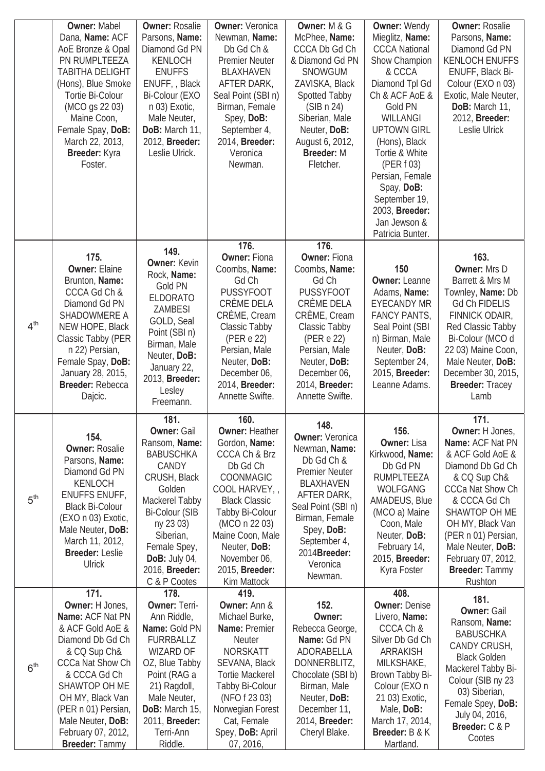| | | | | | | |
|---|---|---|---|---|---|---|
| | **Owner:** Mabel Dana, **Name:** ACF AoE Bronze & Opal PN RUMPLTEEZA TABITHA DELIGHT (Hons), Blue Smoke Tortie Bi-Colour (MCO gs 22 03) Maine Coon, Female Spay, **DoB:** March 22, 2013, **Breeder:** Kyra Foster. | **Owner:** Rosalie Parsons, **Name:** Diamond Gd PN KENLOCH ENUFFS ENUFF, , Black Bi-Colour (EXO n 03) Exotic, Male Neuter, **DoB:** March 11, 2012, **Breeder:** Leslie Ulrick. | **Owner:** Veronica Newman, **Name:** Db Gd Ch & Premier Neuter BLAXHAVEN AFTER DARK, Seal Point (SBI n) Birman, Female Spey, **DoB:** September 4, 2014, **Breeder:** Veronica Newman. | **Owner:** M & G McPhee, **Name:** CCCA Db Gd Ch & Diamond Gd PN SNOWGUM ZAVISKA, Black Spotted Tabby (SIB n 24) Siberian, Male Neuter, **DoB:** August 6, 2012, **Breeder:** M Fletcher. | **Owner:** Wendy Mieglitz, **Name:** CCCA National Show Champion & CCCA Diamond Tpl Gd Ch & ACF AoE & Gold PN WILLANGI UPTOWN GIRL (Hons), Black Tortie & White (PER f 03) Persian, Female Spay, **DoB:** September 19, 2003, **Breeder:** Jan Jewson & Patricia Bunter. | **Owner:** Rosalie Parsons, **Name:** Diamond Gd PN KENLOCH ENUFFS ENUFF, Black Bi-Colour (EXO n 03) Exotic, Male Neuter, **DoB:** March 11, 2012, **Breeder:** Leslie Ulrick |
| 4th | 175. **Owner:** Elaine Brunton, **Name:** CCCA Gd Ch & Diamond Gd PN SHADOWMERE A NEW HOPE, Black Classic Tabby (PER n 22) Persian, Female Spay, **DoB:** January 28, 2015, **Breeder:** Rebecca Dajcic. | 149. **Owner:** Kevin Rock, **Name:** Gold PN ELDORATO ZAMBESI GOLD, Seal Point (SBI n) Birman, Male Neuter, **DoB:** January 22, 2013, **Breeder:** Lesley Freemann. | 176. **Owner:** Fiona Coombs, **Name:** Gd Ch PUSSYFOOT CRÈME DELA CRÈME, Cream Classic Tabby (PER e 22) Persian, Male Neuter, **DoB:** December 06, 2014, **Breeder:** Annette Swifte. | 176. **Owner:** Fiona Coombs, **Name:** Gd Ch PUSSYFOOT CRÈME DELA CRÈME, Cream Classic Tabby (PER e 22) Persian, Male Neuter, **DoB:** December 06, 2014, **Breeder:** Annette Swifte. | 150 **Owner:** Leanne Adams, **Name:** EYECANDY MR FANCY PANTS, Seal Point (SBI n) Birman, Male Neuter, **DoB:** September 24, 2015, **Breeder:** Leanne Adams. | 163. **Owner:** Mrs D Barrett & Mrs M Townley, **Name:** Db Gd Ch FIDELIS FINNICK ODAIR, Red Classic Tabby Bi-Colour (MCO d 22 03) Maine Coon, Male Neuter, **DoB:** December 30, 2015, **Breeder:** Tracey Lamb |
| 5th | 154. **Owner:** Rosalie Parsons, **Name:** Diamond Gd PN KENLOCH ENUFFS ENUFF, Black Bi-Colour (EXO n 03) Exotic, Male Neuter, **DoB:** March 11, 2012, **Breeder:** Leslie Ulrick | 181. **Owner:** Gail Ransom, **Name:** BABUSCHKA CANDY CRUSH, Black Golden Mackerel Tabby Bi-Colour (SIB ny 23 03) Siberian, Female Spey, **DoB:** July 04, 2016, **Breeder:** C & P Cootes | 160. **Owner:** Heather Gordon, **Name:** CCCA Ch & Brz Db Gd Ch COONMAGIC COOL HARVEY, , Black Classic Tabby Bi-Colour (MCO n 22 03) Maine Coon, Male Neuter, **DoB:** November 06, 2015, **Breeder:** Kim Mattock | 148. **Owner:** Veronica Newman, **Name:** Db Gd Ch & Premier Neuter BLAXHAVEN AFTER DARK, Seal Point (SBI n) Birman, Female Spey, **DoB:** September 4, 2014**Breeder:** Veronica Newman. | 156. **Owner:** Lisa Kirkwood, **Name:** Db Gd PN RUMPLTEEZA WOLFGANG AMADEUS, Blue (MCO a) Maine Coon, Male Neuter, **DoB:** February 14, 2015, **Breeder:** Kyra Foster | 171. **Owner:** H Jones, **Name:** ACF Nat PN & ACF Gold AoE & Diamond Db Gd Ch & CQ Sup Ch& CCCa Nat Show Ch & CCCA Gd Ch SHAWTOP OH ME OH MY, Black Van (PER n 01) Persian, Male Neuter, **DoB:** February 07, 2012, **Breeder:** Tammy Rushton |
| 6th | 171. **Owner:** H Jones, **Name:** ACF Nat PN & ACF Gold AoE & Diamond Db Gd Ch & CQ Sup Ch& CCCa Nat Show Ch & CCCA Gd Ch SHAWTOP OH ME OH MY, Black Van (PER n 01) Persian, Male Neuter, **DoB:** February 07, 2012, **Breeder:** Tammy | 178. **Owner:** Terri-Ann Riddle, **Name:** Gold PN FURRBALLZ WIZARD OF OZ, Blue Tabby Point (RAG a 21) Ragdoll, Male Neuter, **DoB:** March 15, 2011, **Breeder:** Terri-Ann Riddle. | 419. **Owner:** Ann & Michael Burke, **Name:** Premier Neuter NORSKATT SEVANA, Black Tortie Mackerel Tabby Bi-Colour (NFO f 23 03) Norwegian Forest Cat, Female Spey, **DoB:** April 07, 2016, | 152. **Owner:** Rebecca George, **Name:** Gd PN ADORABELLA DONNERBLITZ, Chocolate (SBI b) Birman, Male Neuter, **DoB:** December 11, 2014, **Breeder:** Cheryl Blake. | 408. **Owner:** Denise Livero, **Name:** CCCA Ch & Silver Db Gd Ch ARRAKISH MILKSHAKE, Brown Tabby Bi-Colour (EXO n 21 03) Exotic, Male, **DoB:** March 17, 2014, **Breeder:** B & K Martland. | 181. **Owner:** Gail Ransom, **Name:** BABUSCHKA CANDY CRUSH, Black Golden Mackerel Tabby Bi-Colour (SIB ny 23 03) Siberian, Female Spey, **DoB:** July 04, 2016, **Breeder:** C & P Cootes |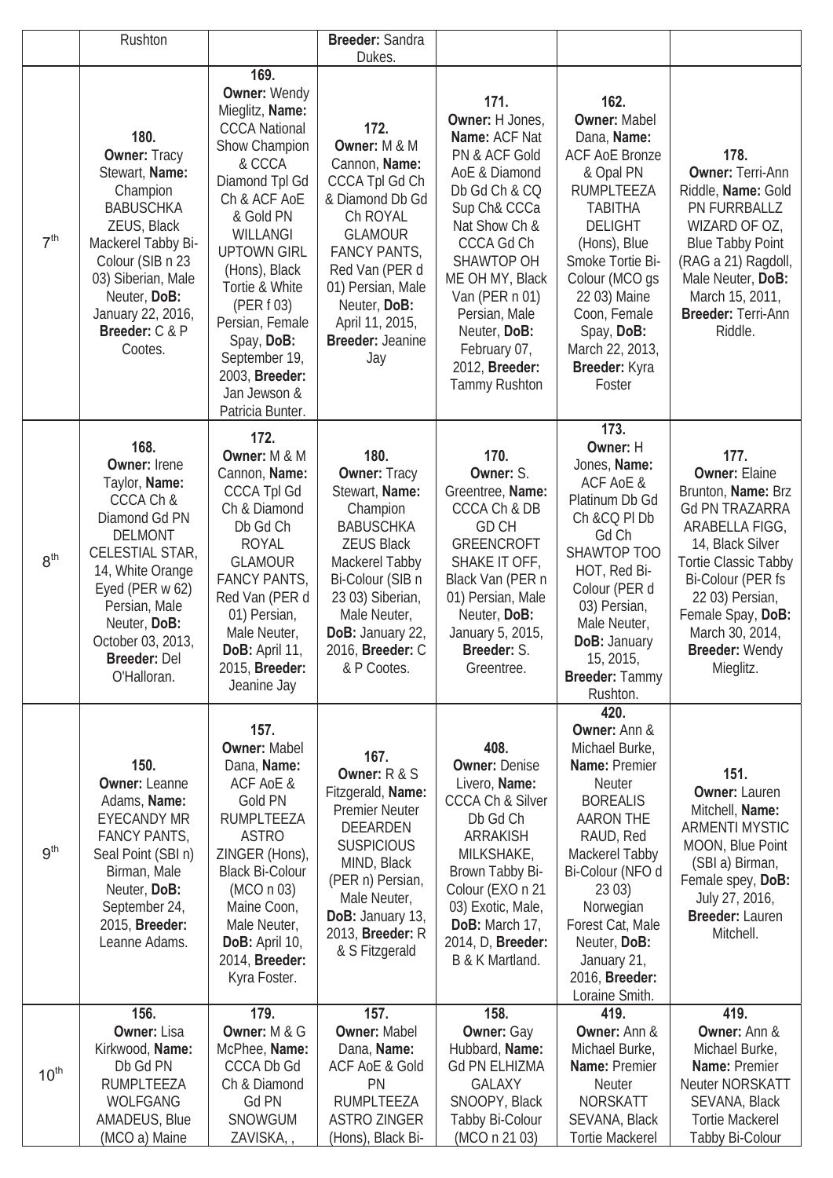| | | | | | | |
|---|---|---|---|---|---|---|
| | Rushton | | **Breeder:** Sandra Dukes. | | | |
| 7th | **180. Owner:** Tracy Stewart, **Name:** Champion BABUSCHKA ZEUS, Black Mackerel Tabby Bi-Colour (SIB n 23 03) Siberian, Male Neuter, **DoB:** January 22, 2016, **Breeder:** C & P Cootes. | **169. Owner:** Wendy Mieglitz, **Name:** CCCA National Show Champion & CCCA Diamond Tpl Gd Ch & ACF AoE & Gold PN WILLANGI UPTOWN GIRL (Hons), Black Tortie & White (PER f 03) Persian, Female Spay, **DoB:** September 19, 2003, **Breeder:** Jan Jewson & Patricia Bunter. | **172. Owner:** M & M Cannon, **Name:** CCCA Tpl Gd Ch & Diamond Db Gd Ch ROYAL GLAMOUR FANCY PANTS, Red Van (PER d 01) Persian, Male Neuter, **DoB:** April 11, 2015, **Breeder:** Jeanine Jay | **171. Owner:** H Jones, **Name:** ACF Nat PN & ACF Gold AoE & Diamond Db Gd Ch & CQ Sup Ch& CCCa Nat Show Ch & CCCA Gd Ch SHAWTOP OH ME OH MY, Black Van (PER n 01) Persian, Male Neuter, **DoB:** February 07, 2012, **Breeder:** Tammy Rushton | **162. Owner:** Mabel Dana, **Name:** ACF AoE Bronze & Opal PN RUMPLTEEZA TABITHA DELIGHT (Hons), Blue Smoke Tortie Bi-Colour (MCO gs 22 03) Maine Coon, Female Spay, **DoB:** March 22, 2013, **Breeder:** Kyra Foster | **178. Owner:** Terri-Ann Riddle, **Name:** Gold PN FURRBALLZ WIZARD OF OZ, Blue Tabby Point (RAG a 21) Ragdoll, Male Neuter, **DoB:** March 15, 2011, **Breeder:** Terri-Ann Riddle. |
| 8th | **168. Owner:** Irene Taylor, **Name:** CCCA Ch & Diamond Gd PN DELMONT CELESTIAL STAR, 14, White Orange Eyed (PER w 62) Persian, Male Neuter, **DoB:** October 03, 2013, **Breeder:** Del O'Halloran. | **172. Owner:** M & M Cannon, **Name:** CCCA Tpl Gd Ch & Diamond Db Gd Ch ROYAL GLAMOUR FANCY PANTS, Red Van (PER d 01) Persian, Male Neuter, **DoB:** April 11, 2015, **Breeder:** Jeanine Jay | **180. Owner:** Tracy Stewart, **Name:** Champion BABUSCHKA ZEUS Black Mackerel Tabby Bi-Colour (SIB n 23 03) Siberian, Male Neuter, **DoB:** January 22, 2016, **Breeder:** C & P Cootes. | **170. Owner:** S. Greentree, **Name:** CCCA Ch & DB GD CH GREENCROFT SHAKE IT OFF, Black Van (PER n 01) Persian, Male Neuter, **DoB:** January 5, 2015, **Breeder:** S. Greentree. | **173. Owner:** H Jones, **Name:** ACF AoE & Platinum Db Gd Ch &CQ Pl Db Gd Ch SHAWTOP TOO HOT, Red Bi-Colour (PER d 03) Persian, Male Neuter, **DoB:** January 15, 2015, **Breeder:** Tammy Rushton. | **177. Owner:** Elaine Brunton, **Name:** Brz Gd PN TRAZARRA ARABELLA FIGG, 14, Black Silver Tortie Classic Tabby Bi-Colour (PER fs 22 03) Persian, Female Spay, **DoB:** March 30, 2014, **Breeder:** Wendy Mieglitz. |
| 9th | **150. Owner:** Leanne Adams, **Name:** EYECANDY MR FANCY PANTS, Seal Point (SBI n) Birman, Male Neuter, **DoB:** September 24, 2015, **Breeder:** Leanne Adams. | **157. Owner:** Mabel Dana, **Name:** ACF AoE & Gold PN RUMPLTEEZA ASTRO ZINGER (Hons), Black Bi-Colour (MCO n 03) Maine Coon, Male Neuter, **DoB:** April 10, 2014, **Breeder:** Kyra Foster. | **167. Owner:** R & S Fitzgerald, **Name:** Premier Neuter DEEARDEN SUSPICIOUS MIND, Black (PER n) Persian, Male Neuter, **DoB:** January 13, 2013, **Breeder:** R & S Fitzgerald | **408. Owner:** Denise Livero, **Name:** CCCA Ch & Silver Db Gd Ch ARRAKISH MILKSHAKE, Brown Tabby Bi-Colour (EXO n 21 03) Exotic, Male, **DoB:** March 17, 2014, D, **Breeder:** B & K Martland. | **420. Owner:** Ann & Michael Burke, **Name:** Premier Neuter BOREALIS AARON THE RAUD, Red Mackerel Tabby Bi-Colour (NFO d 23 03) Norwegian Forest Cat, Male Neuter, **DoB:** January 21, 2016, **Breeder:** Loraine Smith. | **151. Owner:** Lauren Mitchell, **Name:** ARMENTI MYSTIC MOON, Blue Point (SBI a) Birman, Female spey, **DoB:** July 27, 2016, **Breeder:** Lauren Mitchell. |
| 10th | **156. Owner:** Lisa Kirkwood, **Name:** Db Gd PN RUMPLTEEZA WOLFGANG AMADEUS, Blue (MCO a) Maine | **179. Owner:** M & G McPhee, **Name:** CCCA Db Gd Ch & Diamond Gd PN SNOWGUM ZAVISKA, , | **157. Owner:** Mabel Dana, **Name:** ACF AoE & Gold PN RUMPLTEEZA ASTRO ZINGER (Hons), Black Bi- | **158. Owner:** Gay Hubbard, **Name:** Gd PN ELHIZMA GALAXY SNOOPY, Black Tabby Bi-Colour (MCO n 21 03) | **419. Owner:** Ann & Michael Burke, **Name:** Premier Neuter NORSKATT SEVANA, Black Tortie Mackerel | **419. Owner:** Ann & Michael Burke, **Name:** Premier Neuter NORSKATT SEVANA, Black Tortie Mackerel Tabby Bi-Colour |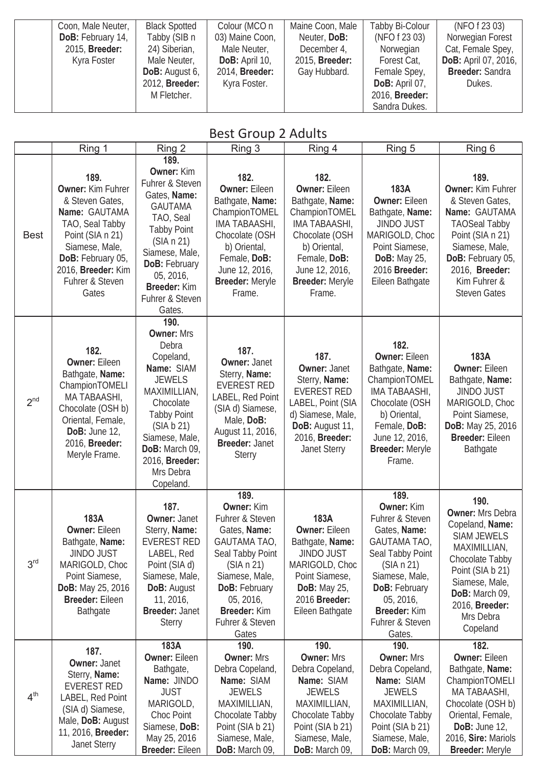| | | | | | | |
|---|---|---|---|---|---|---|
| | Coon, Male Neuter, **DoB:** February 14, 2015, **Breeder:** Kyra Foster | Black Spotted Tabby (SIB n 24) Siberian, Male Neuter, **DoB:** August 6, 2012, **Breeder:** M Fletcher. | Colour (MCO n 03) Maine Coon, Male Neuter, **DoB:** April 10, 2014, **Breeder:** Kyra Foster. | Maine Coon, Male Neuter, **DoB:** December 4, 2015, **Breeder:** Gay Hubbard. | Tabby Bi-Colour (NFO f 23 03) Norwegian Forest Cat, Female Spey, **DoB:** April 07, 2016, **Breeder:** Sandra Dukes. | (NFO f 23 03) Norwegian Forest Cat, Female Spey, **DoB:** April 07, 2016, **Breeder:** Sandra Dukes. |

## Best Group 2 Adults

| | Ring 1 | Ring 2 | Ring 3 | Ring 4 | Ring 5 | Ring 6 |
|---|---|---|---|---|---|---|
| Best | **189. Owner:** Kim Fuhrer & Steven Gates, **Name:** GAUTAMA TAO, Seal Tabby Point (SIA n 21) Siamese, Male, **DoB:** February 05, 2016, **Breeder:** Kim Fuhrer & Steven Gates | **189. Owner:** Kim Fuhrer & Steven Gates, **Name:** GAUTAMA TAO, Seal Tabby Point (SIA n 21) Siamese, Male, **DoB:** February 05, 2016, **Breeder:** Kim Fuhrer & Steven Gates. | **182. Owner:** Eileen Bathgate, **Name:** ChampionTOMEL IMA TABAASHI, Chocolate (OSH b) Oriental, Female, **DoB:** June 12, 2016, **Breeder:** Meryle Frame. | **182. Owner:** Eileen Bathgate, **Name:** ChampionTOMEL IMA TABAASHI, Chocolate (OSH b) Oriental, Female, **DoB:** June 12, 2016, **Breeder:** Meryle Frame. | **183A Owner:** Eileen Bathgate, **Name:** JINDO JUST MARIGOLD, Choc Point Siamese, **DoB:** May 25, 2016 **Breeder:** Eileen Bathgate | **189. Owner:** Kim Fuhrer & Steven Gates, **Name:** GAUTAMA TAOSeal Tabby Point (SIA n 21) Siamese, Male, **DoB:** February 05, 2016, **Breeder:** Kim Fuhrer & Steven Gates |
| 2nd | **182. Owner:** Eileen Bathgate, **Name:** ChampionTOMELI MA TABAASHI, Chocolate (OSH b) Oriental, Female, **DoB:** June 12, 2016, **Breeder:** Meryle Frame. | **190. Owner:** Mrs Debra Copeland, **Name:** SIAM JEWELS MAXIMILLIAN, Chocolate Tabby Point (SIA b 21) Siamese, Male, **DoB:** March 09, 2016, **Breeder:** Mrs Debra Copeland. | **187. Owner:** Janet Sterry, **Name:** EVEREST RED LABEL, Red Point (SIA d) Siamese, Male, **DoB:** August 11, 2016, **Breeder:** Janet Sterry | **187. Owner:** Janet Sterry, **Name:** EVEREST RED LABEL, Point (SIA d) Siamese, Male, **DoB:** August 11, 2016, **Breeder:** Janet Sterry | **182. Owner:** Eileen Bathgate, **Name:** ChampionTOMEL IMA TABAASHI, Chocolate (OSH b) Oriental, Female, **DoB:** June 12, 2016, **Breeder:** Meryle Frame. | **183A Owner:** Eileen Bathgate, **Name:** JINDO JUST MARIGOLD, Choc Point Siamese, **DoB:** May 25, 2016 **Breeder:** Eileen Bathgate |
| 3rd | **183A Owner:** Eileen Bathgate, **Name:** JINDO JUST MARIGOLD, Choc Point Siamese, **DoB:** May 25, 2016 **Breeder:** Eileen Bathgate | **187. Owner:** Janet Sterry, **Name:** EVEREST RED LABEL, Red Point (SIA d) Siamese, Male, **DoB:** August 11, 2016, **Breeder:** Janet Sterry | **189. Owner:** Kim Fuhrer & Steven Gates, **Name:** GAUTAMA TAO, Seal Tabby Point (SIA n 21) Siamese, Male, **DoB:** February 05, 2016, **Breeder:** Kim Fuhrer & Steven Gates | **183A Owner:** Eileen Bathgate, **Name:** JINDO JUST MARIGOLD, Choc Point Siamese, **DoB:** May 25, 2016 **Breeder:** Eileen Bathgate | **189. Owner:** Kim Fuhrer & Steven Gates, **Name:** GAUTAMA TAO, Seal Tabby Point (SIA n 21) Siamese, Male, **DoB:** February 05, 2016, **Breeder:** Kim Fuhrer & Steven Gates. | **190. Owner:** Mrs Debra Copeland, **Name:** SIAM JEWELS MAXIMILLIAN, Chocolate Tabby Point (SIA b 21) Siamese, Male, **DoB:** March 09, 2016, **Breeder:** Mrs Debra Copeland |
| 4th | **187. Owner:** Janet Sterry, **Name:** EVEREST RED LABEL, Red Point (SIA d) Siamese, Male, **DoB:** August 11, 2016, **Breeder:** Janet Sterry | **183A Owner:** Eileen Bathgate, **Name:** JINDO JUST MARIGOLD, Choc Point Siamese, **DoB:** May 25, 2016 **Breeder:** Eileen | **190. Owner:** Mrs Debra Copeland, **Name:** SIAM JEWELS MAXIMILLIAN, Chocolate Tabby Point (SIA b 21) Siamese, Male, **DoB:** March 09, | **190. Owner:** Mrs Debra Copeland, **Name:** SIAM JEWELS MAXIMILLIAN, Chocolate Tabby Point (SIA b 21) Siamese, Male, **DoB:** March 09, | **190. Owner:** Mrs Debra Copeland, **Name:** SIAM JEWELS MAXIMILLIAN, Chocolate Tabby Point (SIA b 21) Siamese, Male, **DoB:** March 09, | **182. Owner:** Eileen Bathgate, **Name:** ChampionTOMELI MA TABAASHI, Chocolate (OSH b) Oriental, Female, **DoB:** June 12, 2016, **Sire:** Mariols **Breeder:** Meryle |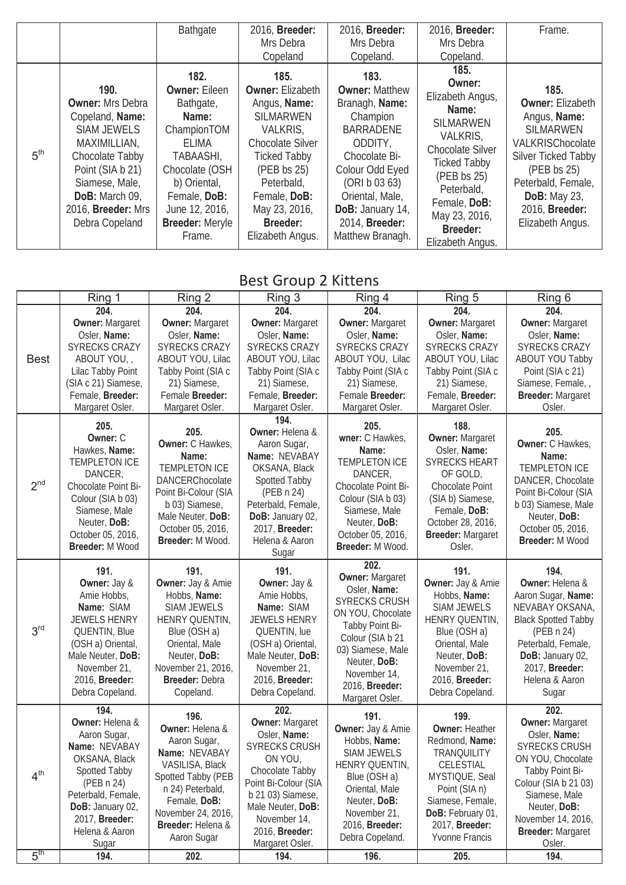| | | | | | | |
|---|---|---|---|---|---|---|
| | | Bathgate | 2016, **Breeder:** Mrs Debra Copeland | 2016, **Breeder:** Mrs Debra Copeland. | 2016, **Breeder:** Mrs Debra Copeland. | Frame. |
| 5[th] | **190. Owner:** Mrs Debra Copeland, **Name:** SIAM JEWELS MAXIMILLIAN, Chocolate Tabby Point (SIA b 21) Siamese, Male, **DoB:** March 09, 2016, **Breeder:** Mrs Debra Copeland | **182. Owner:** Eileen Bathgate, **Name:** ChampionTOM ELIMA TABAASHI, Chocolate (OSH b) Oriental, Female, **DoB:** June 12, 2016, **Breeder:** Meryle Frame. | **185. Owner:** Elizabeth Angus, **Name:** SILMARWEN VALKRIS, Chocolate Silver Ticked Tabby (PEB bs 25) Peterbald, Female, **DoB:** May 23, 2016, **Breeder:** Elizabeth Angus. | **183. Owner:** Matthew Branagh, **Name:** Champion BARRADENE ODDITY, Chocolate Bi-Colour Odd Eyed (ORI b 03 63) Oriental, Male, **DoB:** January 14, 2014, **Breeder:** Matthew Branagh. | **185. Owner:** Elizabeth Angus, **Name:** SILMARWEN VALKRIS, Chocolate Silver Ticked Tabby (PEB bs 25) Peterbald, Female, **DoB:** May 23, 2016, **Breeder:** Elizabeth Angus. | **185. Owner:** Elizabeth Angus, **Name:** SILMARWEN VALKRISChocolate Silver Ticked Tabby (PEB bs 25) Peterbald, Female, **DoB:** May 23, 2016, **Breeder:** Elizabeth Angus. |

## Best Group 2 Kittens

| | Ring 1 | Ring 2 | Ring 3 | Ring 4 | Ring 5 | Ring 6 |
|---|---|---|---|---|---|---|
| Best | **204. Owner:** Margaret Osler, **Name:** SYRECKS CRAZY ABOUT YOU, , Lilac Tabby Point (SIA c 21) Siamese, Female, **Breeder:** Margaret Osler. | **204. Owner:** Margaret Osler, **Name:** SYRECKS CRAZY ABOUT YOU, Lilac Tabby Point (SIA c 21) Siamese, Female **Breeder:** Margaret Osler. | **204. Owner:** Margaret Osler, **Name:** SYRECKS CRAZY ABOUT YOU, Lilac Tabby Point (SIA c 21) Siamese, Female, **Breeder:** Margaret Osler. | **204. Owner:** Margaret Osler, **Name:** SYRECKS CRAZY ABOUT YOU, Lilac Tabby Point (SIA c 21) Siamese, Female **Breeder:** Margaret Osler. | **204. Owner:** Margaret Osler, **Name:** SYRECKS CRAZY ABOUT YOU, Lilac Tabby Point (SIA c 21) Siamese, Female, **Breeder:** Margaret Osler. | **204. Owner:** Margaret Osler, **Name:** SYRECKS CRAZY ABOUT YOU Tabby Point (SIA c 21) Siamese, Female, , **Breeder:** Margaret Osler. |
| 2[nd] | **205. Owner:** C Hawkes, **Name:** TEMPLETON ICE DANCER, Chocolate Point Bi-Colour (SIA b 03) Siamese, Male Neuter, **DoB:** October 05, 2016, **Breeder:** M Wood | **205. Owner:** C Hawkes, **Name:** TEMPLETON ICE DANCERChocolate Point Bi-Colour (SIA b 03) Siamese, Male Neuter, **DoB:** October 05, 2016, **Breeder:** M Wood. | **194. Owner:** Helena & Aaron Sugar, **Name:** NEVABAY OKSANA, Black Spotted Tabby (PEB n 24) Peterbald, Female, **DoB:** January 02, 2017, **Breeder:** Helena & Aaron Sugar | **205. wner:** C Hawkes, **Name:** TEMPLETON ICE DANCER, Chocolate Point Bi-Colour (SIA b 03) Siamese, Male Neuter, **DoB:** October 05, 2016, **Breeder:** M Wood. | **188. Owner:** Margaret Osler, **Name:** SYRECKS HEART OF GOLD, Chocolate Point (SIA b) Siamese, Female, **DoB:** October 28, 2016, **Breeder:** Margaret Osler. | **205. Owner:** C Hawkes, **Name:** TEMPLETON ICE DANCER, Chocolate Point Bi-Colour (SIA b 03) Siamese, Male Neuter, **DoB:** October 05, 2016, **Breeder:** M Wood |
| 3[rd] | **191. Owner:** Jay & Amie Hobbs, **Name:** SIAM JEWELS HENRY QUENTIN, Blue (OSH a) Oriental, Male Neuter, **DoB:** November 21, 2016, **Breeder:** Debra Copeland. | **191. Owner:** Jay & Amie Hobbs, **Name:** SIAM JEWELS HENRY QUENTIN, Blue (OSH a) Oriental, Male Neuter, **DoB:** November 21, 2016, **Breeder:** Debra Copeland. | **191. Owner:** Jay & Amie Hobbs, **Name:** SIAM JEWELS HENRY QUENTIN, lue (OSH a) Oriental, Male Neuter, **DoB:** November 21, 2016, **Breeder:** Debra Copeland. | **202. Owner:** Margaret Osler, **Name:** SYRECKS CRUSH ON YOU, Chocolate Tabby Point Bi-Colour (SIA b 21 03) Siamese, Male Neuter, **DoB:** November 14, 2016, **Breeder:** Margaret Osler. | **191. Owner:** Jay & Amie Hobbs, **Name:** SIAM JEWELS HENRY QUENTIN, Blue (OSH a) Oriental, Male Neuter, **DoB:** November 21, 2016, **Breeder:** Debra Copeland. | **194. Owner:** Helena & Aaron Sugar, **Name:** NEVABAY OKSANA, Black Spotted Tabby (PEB n 24) Peterbald, Female, **DoB:** January 02, 2017, **Breeder:** Helena & Aaron Sugar |
| 4[th] | **194. Owner:** Helena & Aaron Sugar, **Name:** NEVABAY OKSANA, Black Spotted Tabby (PEB n 24) Peterbald, Female, **DoB:** January 02, 2017, **Breeder:** Helena & Aaron Sugar | **196. Owner:** Helena & Aaron Sugar, **Name:** NEVABAY VASILISA, Black Spotted Tabby (PEB n 24) Peterbald, Female, **DoB:** November 24, 2016, **Breeder:** Helena & Aaron Sugar | **202. Owner:** Margaret Osler, **Name:** SYRECKS CRUSH ON YOU, Chocolate Tabby Point Bi-Colour (SIA b 21 03) Siamese, Male Neuter, **DoB:** November 14, 2016, **Breeder:** Margaret Osler. | **191. Owner:** Jay & Amie Hobbs, **Name:** SIAM JEWELS HENRY QUENTIN, Blue (OSH a) Oriental, Male Neuter, **DoB:** November 21, 2016, **Breeder:** Debra Copeland. | **199. Owner:** Heather Redmond, **Name:** TRANQUILITY CELESTIAL MYSTIQUE, Seal Point (SIA n) Siamese, Female, **DoB:** February 01, 2017, **Breeder:** Yvonne Francis | **202. Owner:** Margaret Osler, **Name:** SYRECKS CRUSH ON YOU, Chocolate Tabby Point Bi-Colour (SIA b 21 03) Siamese, Male Neuter, **DoB:** November 14, 2016, **Breeder:** Margaret Osler. |
| 5[th] | **194.** | **202.** | **194.** | **196.** | **205.** | **194.** |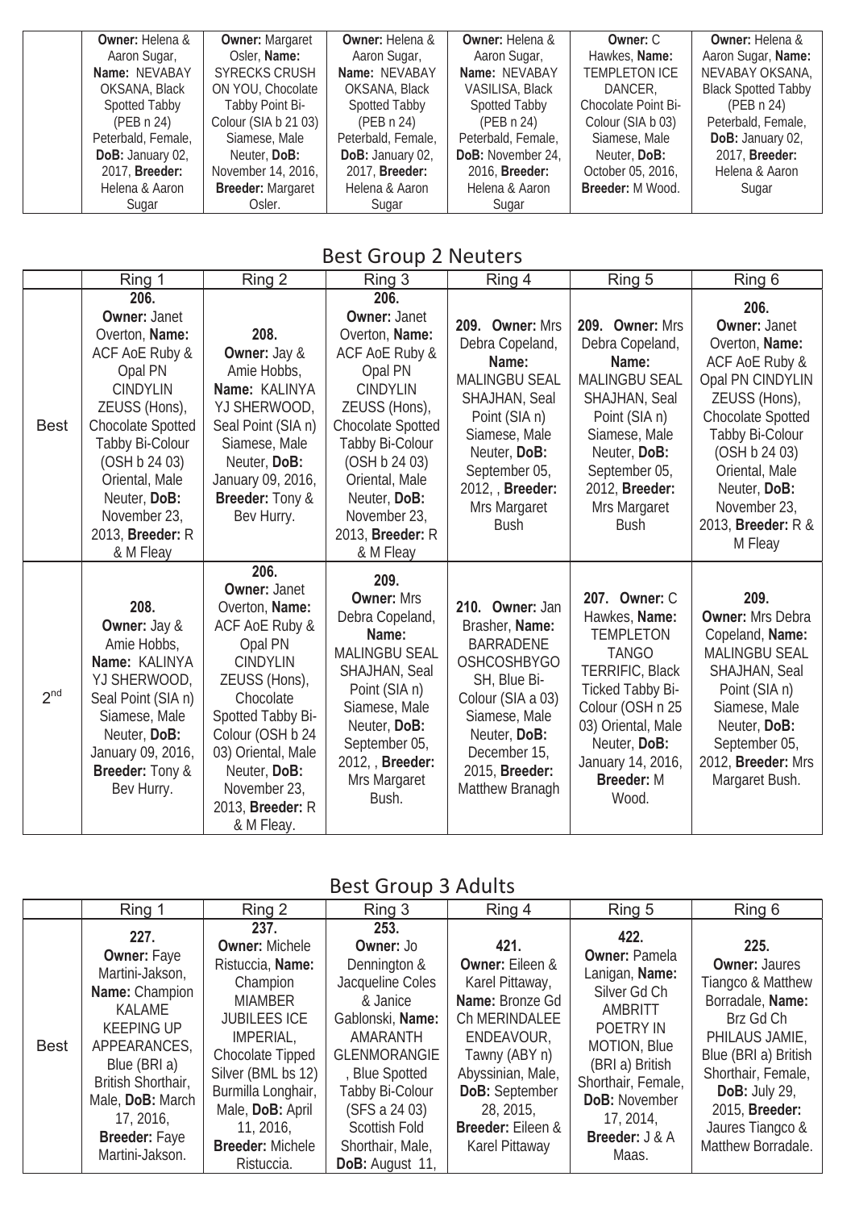| | | | | | | |
|---|---|---|---|---|---|---|
| | **Owner:** Helena & Aaron Sugar, **Name:** NEVABAY OKSANA, Black Spotted Tabby (PEB n 24) Peterbald, Female, **DoB:** January 02, 2017, **Breeder:** Helena & Aaron Sugar | **Owner:** Margaret Osler, **Name:** SYRECKS CRUSH ON YOU, Chocolate Tabby Point Bi-Colour (SIA b 21 03) Siamese, Male Neuter, **DoB:** November 14, 2016, **Breeder:** Margaret Osler. | **Owner:** Helena & Aaron Sugar, **Name:** NEVABAY OKSANA, Black Spotted Tabby (PEB n 24) Peterbald, Female, **DoB:** January 02, 2017, **Breeder:** Helena & Aaron Sugar | **Owner:** Helena & Aaron Sugar, **Name:** NEVABAY VASILISA, Black Spotted Tabby (PEB n 24) Peterbald, Female, **DoB:** November 24, 2016, **Breeder:** Helena & Aaron Sugar | **Owner:** C Hawkes, **Name:** TEMPLETON ICE DANCER, Chocolate Point Bi-Colour (SIA b 03) Siamese, Male Neuter, **DoB:** October 05, 2016, **Breeder:** M Wood. | **Owner:** Helena & Aaron Sugar, **Name:** NEVABAY OKSANA, Black Spotted Tabby (PEB n 24) Peterbald, Female, **DoB:** January 02, 2017, **Breeder:** Helena & Aaron Sugar |

## Best Group 2 Neuters

| | Ring 1 | Ring 2 | Ring 3 | Ring 4 | Ring 5 | Ring 6 |
|---|---|---|---|---|---|---|
| Best | **206.** **Owner:** Janet Overton, **Name:** ACF AoE Ruby & Opal PN CINDYLIN ZEUSS (Hons), Chocolate Spotted Tabby Bi-Colour (OSH b 24 03) Oriental, Male Neuter, **DoB:** November 23, 2013, **Breeder:** R & M Fleay | **208.** **Owner:** Jay & Amie Hobbs, **Name:** KALINYA YJ SHERWOOD, Seal Point (SIA n) Siamese, Male Neuter, **DoB:** January 09, 2016, **Breeder:** Tony & Bev Hurry. | **206.** **Owner:** Janet Overton, **Name:** ACF AoE Ruby & Opal PN CINDYLIN ZEUSS (Hons), Chocolate Spotted Tabby Bi-Colour (OSH b 24 03) Oriental, Male Neuter, **DoB:** November 23, 2013, **Breeder:** R & M Fleay | **209. Owner:** Mrs Debra Copeland, **Name:** MALINGBU SEAL SHAJHAN, Seal Point (SIA n) Siamese, Male Neuter, **DoB:** September 05, 2012, , **Breeder:** Mrs Margaret Bush | **209. Owner:** Mrs Debra Copeland, **Name:** MALINGBU SEAL SHAJHAN, Seal Point (SIA n) Siamese, Male Neuter, **DoB:** September 05, 2012, **Breeder:** Mrs Margaret Bush | **206.** **Owner:** Janet Overton, **Name:** ACF AoE Ruby & Opal PN CINDYLIN ZEUSS (Hons), Chocolate Spotted Tabby Bi-Colour (OSH b 24 03) Oriental, Male Neuter, **DoB:** November 23, 2013, **Breeder:** R & M Fleay |
| 2nd | **208.** **Owner:** Jay & Amie Hobbs, **Name:** KALINYA YJ SHERWOOD, Seal Point (SIA n) Siamese, Male Neuter, **DoB:** January 09, 2016, **Breeder:** Tony & Bev Hurry. | **206.** **Owner:** Janet Overton, **Name:** ACF AoE Ruby & Opal PN CINDYLIN ZEUSS (Hons), Chocolate Spotted Tabby Bi-Colour (OSH b 24 03) Oriental, Male Neuter, **DoB:** November 23, 2013, **Breeder:** R & M Fleay. | **209.** **Owner:** Mrs Debra Copeland, **Name:** MALINGBU SEAL SHAJHAN, Seal Point (SIA n) Siamese, Male Neuter, **DoB:** September 05, 2012, , **Breeder:** Mrs Margaret Bush. | **210. Owner:** Jan Brasher, **Name:** BARRADENE OSHCOSHBYGO SH, Blue Bi-Colour (SIA a 03) Siamese, Male Neuter, **DoB:** December 15, 2015, **Breeder:** Matthew Branagh | **207. Owner:** C Hawkes, **Name:** TEMPLETON TANGO TERRIFIC, Black Ticked Tabby Bi-Colour (OSH n 25 03) Oriental, Male Neuter, **DoB:** January 14, 2016, **Breeder:** M Wood. | **209.** **Owner:** Mrs Debra Copeland, **Name:** MALINGBU SEAL SHAJHAN, Seal Point (SIA n) Siamese, Male Neuter, **DoB:** September 05, 2012, **Breeder:** Mrs Margaret Bush. |

## Best Group 3 Adults

| | Ring 1 | Ring 2 | Ring 3 | Ring 4 | Ring 5 | Ring 6 |
|---|---|---|---|---|---|---|
| Best | **227.** **Owner:** Faye Martini-Jakson, **Name:** Champion KALAME KEEPING UP APPEARANCES, Blue (BRI a) British Shorthair, Male, **DoB:** March 17, 2016, **Breeder:** Faye Martini-Jakson. | **237.** **Owner:** Michele Ristuccia, **Name:** Champion MIAMBER JUBILEES ICE IMPERIAL, Chocolate Tipped Silver (BML bs 12) Burmilla Longhair, Male, **DoB:** April 11, 2016, **Breeder:** Michele Ristuccia. | **253.** **Owner:** Jo Dennington & Jacqueline Coles & Janice Gablonski, **Name:** AMARANTH GLENMORANGIE , Blue Spotted Tabby Bi-Colour (SFS a 24 03) Scottish Fold Shorthair, Male, **DoB:** August 11, | **421.** **Owner:** Eileen & Karel Pittaway, **Name:** Bronze Gd Ch MERINDALEE ENDEAVOUR, Tawny (ABY n) Abyssinian, Male, **DoB:** September 28, 2015, **Breeder:** Eileen & Karel Pittaway | **422.** **Owner:** Pamela Lanigan, **Name:** Silver Gd Ch AMBRITT POETRY IN MOTION, Blue (BRI a) British Shorthair, Female, **DoB:** November 17, 2014, **Breeder:** J & A Maas. | **225.** **Owner:** Jaures Tiangco & Matthew Borradale, **Name:** Brz Gd Ch PHILAUS JAMIE, Blue (BRI a) British Shorthair, Female, **DoB:** July 29, 2015, **Breeder:** Jaures Tiangco & Matthew Borradale. |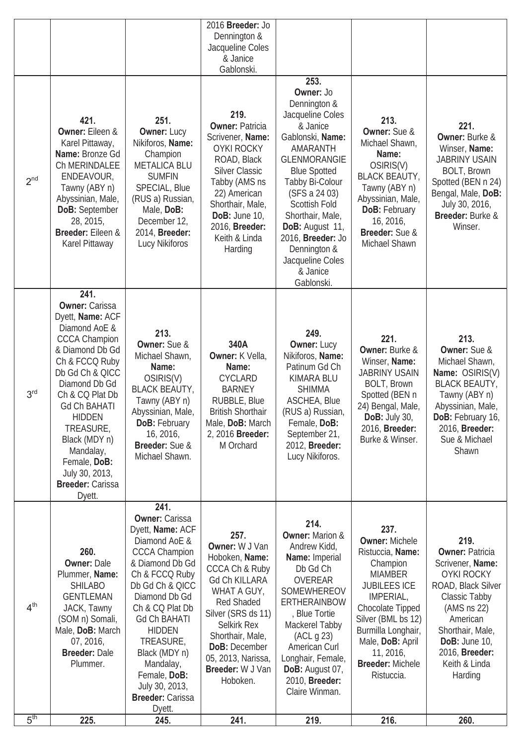| | | | | | | |
|---|---|---|---|---|---|---|
| | | | 2016 **Breeder:** Jo Dennington & Jacqueline Coles & Janice Gablonski. | | | |
| 2nd | **421. Owner:** Eileen & Karel Pittaway, **Name:** Bronze Gd Ch MERINDALEE ENDEAVOUR, Tawny (ABY n) Abyssinian, Male, **DoB:** September 28, 2015, **Breeder:** Eileen & Karel Pittaway | **251. Owner:** Lucy Nikiforos, **Name:** Champion METALICA BLU SUMFIN SPECIAL, Blue (RUS a) Russian, Male, **DoB:** December 12, 2014, **Breeder:** Lucy Nikiforos | **219. Owner:** Patricia Scrivener, **Name:** OYKI ROCKY ROAD, Black Silver Classic Tabby (AMS ns 22) American Shorthair, Male, **DoB:** June 10, 2016, **Breeder:** Keith & Linda Harding | **253. Owner:** Jo Dennington & Jacqueline Coles & Janice Gablonski, **Name:** AMARANTH GLENMORANGIE Blue Spotted Tabby Bi-Colour (SFS a 24 03) Scottish Fold Shorthair, Male, **DoB:** August 11, 2016, **Breeder:** Jo Dennington & Jacqueline Coles & Janice Gablonski. | **213. Owner:** Sue & Michael Shawn, **Name:** OSIRIS(V) BLACK BEAUTY, Tawny (ABY n) Abyssinian, Male, **DoB:** February 16, 2016, **Breeder:** Sue & Michael Shawn | **221. Owner:** Burke & Winser, **Name:** JABRINY USAIN BOLT, Brown Spotted (BEN n 24) Bengal, Male, **DoB:** July 30, 2016, **Breeder:** Burke & Winser. |
| 3rd | **241. Owner:** Carissa Dyett, **Name:** ACF Diamond AoE & CCCA Champion & Diamond Db Gd Ch & FCCQ Ruby Db Gd Ch & QICC Diamond Db Gd Ch & CQ Plat Db Gd Ch BAHATI HIDDEN TREASURE, Black (MDY n) Mandalay, Female, **DoB:** July 30, 2013, **Breeder:** Carissa Dyett. | **213. Owner:** Sue & Michael Shawn, **Name:** OSIRIS(V) BLACK BEAUTY, Tawny (ABY n) Abyssinian, Male, **DoB:** February 16, 2016, **Breeder:** Sue & Michael Shawn. | **340A Owner:** K Vella, **Name:** CYCLARD BARNEY RUBBLE, Blue British Shorthair Male, **DoB:** March 2, 2016 **Breeder:** M Orchard | **249. Owner:** Lucy Nikiforos, **Name:** Patinum Gd Ch KIMARA BLU SHIMMA ASCHEA, Blue (RUS a) Russian, Female, **DoB:** September 21, 2012, **Breeder:** Lucy Nikiforos. | **221. Owner:** Burke & Winser, **Name:** JABRINY USAIN BOLT, Brown Spotted (BEN n 24) Bengal, Male, **DoB:** July 30, 2016, **Breeder:** Burke & Winser. | **213. Owner:** Sue & Michael Shawn, **Name:** OSIRIS(V) BLACK BEAUTY, Tawny (ABY n) Abyssinian, Male, **DoB:** February 16, 2016, **Breeder:** Sue & Michael Shawn |
| 4th | **260. Owner:** Dale Plummer, **Name:** SHILABO GENTLEMAN JACK, Tawny (SOM n) Somali, Male, **DoB:** March 07, 2016, **Breeder:** Dale Plummer. | **241. Owner:** Carissa Dyett, **Name:** ACF Diamond AoE & CCCA Champion & Diamond Db Gd Ch & FCCQ Ruby Db Gd Ch & QICC Diamond Db Gd Ch & CQ Plat Db Gd Ch BAHATI HIDDEN TREASURE, Black (MDY n) Mandalay, Female, **DoB:** July 30, 2013, **Breeder:** Carissa Dyett. | **257. Owner:** W J Van Hoboken, **Name:** CCCA Ch & Ruby Gd Ch KILLARA WHAT A GUY, Red Shaded Silver (SRS ds 11) Selkirk Rex Shorthair, Male, **DoB:** December 05, 2013, Narissa, **Breeder:** W J Van Hoboken. | **214. Owner:** Marion & Andrew Kidd, **Name:** Imperial Db Gd Ch OVEREAR SOMEWHEREOVERTHERAINBOW, Blue Tortie Mackerel Tabby (ACL g 23) American Curl Longhair, Female, **DoB:** August 07, 2010, **Breeder:** Claire Winman. | **237. Owner:** Michele Ristuccia, **Name:** Champion MIAMBER JUBILEES ICE IMPERIAL, Chocolate Tipped Silver (BML bs 12) Burmilla Longhair, Male, **DoB:** April 11, 2016, **Breeder:** Michele Ristuccia. | **219. Owner:** Patricia Scrivener, **Name:** OYKI ROCKY ROAD, Black Silver Classic Tabby (AMS ns 22) American Shorthair, Male, **DoB:** June 10, 2016, **Breeder:** Keith & Linda Harding |
| 5th | **225.** | **245.** | **241.** | **219.** | **216.** | **260.** |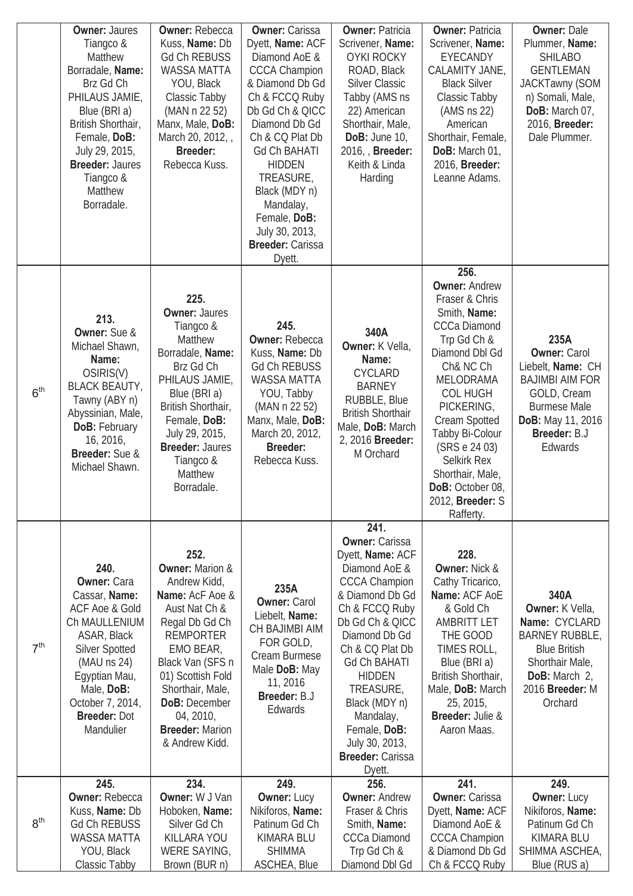| | | | | | | |
|---|---|---|---|---|---|---|
| | **Owner:** Jaures Tiangco & Matthew Borradale, **Name:** Brz Gd Ch PHILAUS JAMIE, Blue (BRI a) British Shorthair, Female, **DoB:** July 29, 2015, **Breeder:** Jaures Tiangco & Matthew Borradale. | **Owner:** Rebecca Kuss, **Name:** Db Gd Ch REBUSS WASSA MATTA YOU, Black Classic Tabby (MAN n 22 52) Manx, Male, **DoB:** March 20, 2012, , **Breeder:** Rebecca Kuss. | **Owner:** Carissa Dyett, **Name:** ACF Diamond AoE & CCCA Champion & Diamond Db Gd Ch & FCCQ Ruby Db Gd Ch & QICC Diamond Db Gd Ch & CQ Plat Db Gd Ch BAHATI HIDDEN TREASURE, Black (MDY n) Mandalay, Female, **DoB:** July 30, 2013, **Breeder:** Carissa Dyett. | **Owner:** Patricia Scrivener, **Name:** OYKI ROCKY ROAD, Black Silver Classic Tabby (AMS ns 22) American Shorthair, Male, **DoB:** June 10, 2016, , **Breeder:** Keith & Linda Harding | **Owner:** Patricia Scrivener, **Name:** EYECANDY CALAMITY JANE, Black Silver Classic Tabby (AMS ns 22) American Shorthair, Female, **DoB:** March 01, 2016, **Breeder:** Leanne Adams. | **Owner:** Dale Plummer, **Name:** SHILABO GENTLEMAN JACKTawny (SOM n) Somali, Male, **DoB:** March 07, 2016, **Breeder:** Dale Plummer. |
| 6th | **213.** **Owner:** Sue & Michael Shawn, **Name:** OSIRIS(V) BLACK BEAUTY, Tawny (ABY n) Abyssinian, Male, **DoB:** February 16, 2016, **Breeder:** Sue & Michael Shawn. | **225.** **Owner:** Jaures Tiangco & Matthew Borradale, **Name:** Brz Gd Ch PHILAUS JAMIE, Blue (BRI a) British Shorthair, Female, **DoB:** July 29, 2015, **Breeder:** Jaures Tiangco & Matthew Borradale. | **245.** **Owner:** Rebecca Kuss, **Name:** Db Gd Ch REBUSS WASSA MATTA YOU, Tabby (MAN n 22 52) Manx, Male, **DoB:** March 20, 2012, **Breeder:** Rebecca Kuss. | **340A** **Owner:** K Vella, **Name:** CYCLARD BARNEY RUBBLE, Blue British Shorthair Male, **DoB:** March 2, 2016 **Breeder:** M Orchard | **256.** **Owner:** Andrew Fraser & Chris Smith, **Name:** CCCa Diamond Trp Gd Ch & Diamond Dbl Gd Ch& NC Ch MELODRAMA COL HUGH PICKERING, Cream Spotted Tabby Bi-Colour (SRS e 24 03) Selkirk Rex Shorthair, Male, **DoB:** October 08, 2012, **Breeder:** S Rafferty. | **235A** **Owner:** Carol Liebelt, **Name:** CH BAJIMBI AIM FOR GOLD, Cream Burmese Male **DoB:** May 11, 2016 **Breeder:** B.J Edwards |
| 7th | **240.** **Owner:** Cara Cassar, **Name:** ACF Aoe & Gold Ch MAULLENIUM ASAR, Black Silver Spotted (MAU ns 24) Egyptian Mau, Male, **DoB:** October 7, 2014, **Breeder:** Dot Mandulier | **252.** **Owner:** Marion & Andrew Kidd, **Name:** AcF Aoe & Aust Nat Ch & Regal Db Gd Ch REMPORTER EMO BEAR, Black Van (SFS n 01) Scottish Fold Shorthair, Male, **DoB:** December 04, 2010, **Breeder:** Marion & Andrew Kidd. | **235A** **Owner:** Carol Liebelt, **Name:** CH BAJIMBI AIM FOR GOLD, Cream Burmese Male **DoB:** May 11, 2016 **Breeder:** B.J Edwards | **241.** **Owner:** Carissa Dyett, **Name:** ACF Diamond AoE & CCCA Champion & Diamond Db Gd Ch & FCCQ Ruby Db Gd Ch & QICC Diamond Db Gd Ch & CQ Plat Db Gd Ch BAHATI HIDDEN TREASURE, Black (MDY n) Mandalay, Female, **DoB:** July 30, 2013, **Breeder:** Carissa Dyett. | **228.** **Owner:** Nick & Cathy Tricarico, **Name:** ACF AoE & Gold Ch AMBRITT LET THE GOOD TIMES ROLL, Blue (BRI a) British Shorthair, Male, **DoB:** March 25, 2015, **Breeder:** Julie & Aaron Maas. | **340A** **Owner:** K Vella, **Name:** CYCLARD BARNEY RUBBLE, Blue British Shorthair Male, **DoB:** March 2, 2016 **Breeder:** M Orchard |
| 8th | **245.** **Owner:** Rebecca Kuss, **Name:** Db Gd Ch REBUSS WASSA MATTA YOU, Black Classic Tabby | **234.** **Owner:** W J Van Hoboken, **Name:** Silver Gd Ch KILLARA YOU WERE SAYING, Brown (BUR n) | **249.** **Owner:** Lucy Nikiforos, **Name:** Patinum Gd Ch KIMARA BLU SHIMMA ASCHEA, Blue | **256.** **Owner:** Andrew Fraser & Chris Smith, **Name:** CCCa Diamond Trp Gd Ch & Diamond Dbl Gd | **241.** **Owner:** Carissa Dyett, **Name:** ACF Diamond AoE & CCCA Champion & Diamond Db Gd Ch & FCCQ Ruby | **249.** **Owner:** Lucy Nikiforos, **Name:** Patinum Gd Ch KIMARA BLU SHIMMA ASCHEA, Blue (RUS a) |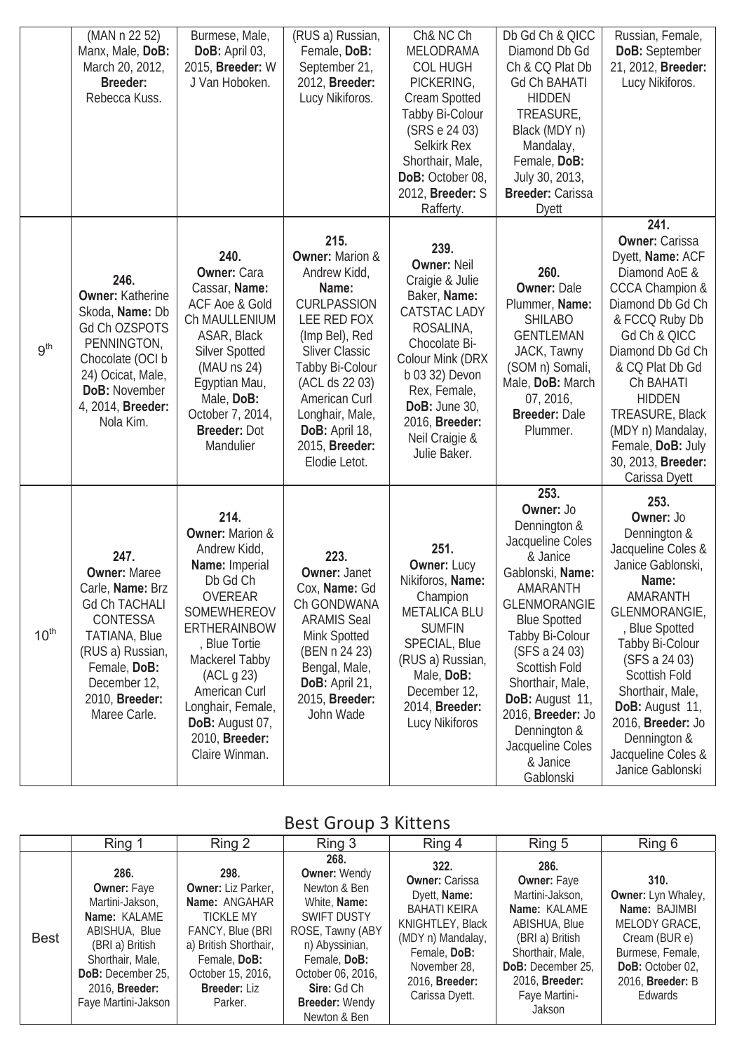| | | | | | | |
|---|---|---|---|---|---|---|
| | (MAN n 22 52) Manx, Male, **DoB:** March 20, 2012, **Breeder:** Rebecca Kuss. | Burmese, Male, **DoB:** April 03, 2015, **Breeder:** W J Van Hoboken. | (RUS a) Russian, Female, **DoB:** September 21, 2012, **Breeder:** Lucy Nikiforos. | Ch& NC Ch MELODRAMA COL HUGH PICKERING, Cream Spotted Tabby Bi-Colour (SRS e 24 03) Selkirk Rex Shorthair, Male, **DoB:** October 08, 2012, **Breeder:** S Rafferty. | Db Gd Ch & QICC Diamond Db Gd Ch & CQ Plat Db Gd Ch BAHATI HIDDEN TREASURE, Black (MDY n) Mandalay, Female, **DoB:** July 30, 2013, **Breeder:** Carissa Dyett | Russian, Female, **DoB:** September 21, 2012, **Breeder:** Lucy Nikiforos. |
| 9th | **246. Owner:** Katherine Skoda, **Name:** Db Gd Ch OZSPOTS PENNINGTON, Chocolate (OCI b 24) Ocicat, Male, **DoB:** November 4, 2014, **Breeder:** Nola Kim. | **240. Owner:** Cara Cassar, **Name:** ACF Aoe & Gold Ch MAULLENIUM ASAR, Black Silver Spotted (MAU ns 24) Egyptian Mau, Male, **DoB:** October 7, 2014, **Breeder:** Dot Mandulier | **215. Owner:** Marion & Andrew Kidd, **Name:** CURLPASSION LEE RED FOX (Imp Bel), Red Sliver Classic Tabby Bi-Colour (ACL ds 22 03) American Curl Longhair, Male, **DoB:** April 18, 2015, **Breeder:** Elodie Letot. | **239. Owner:** Neil Craigie & Julie Baker, **Name:** CATSTAC LADY ROSALINA, Chocolate Bi-Colour Mink (DRX b 03 32) Devon Rex, Female, **DoB:** June 30, 2016, **Breeder:** Neil Craigie & Julie Baker. | **260. Owner:** Dale Plummer, **Name:** SHILABO GENTLEMAN JACK, Tawny (SOM n) Somali, Male, **DoB:** March 07, 2016, **Breeder:** Dale Plummer. | **241. Owner:** Carissa Dyett, **Name:** ACF Diamond AoE & CCCA Champion & Diamond Db Gd Ch & FCCQ Ruby Db Gd Ch & QICC Diamond Db Gd Ch & CQ Plat Db Gd Ch BAHATI HIDDEN TREASURE, Black (MDY n) Mandalay, Female, **DoB:** July 30, 2013, **Breeder:** Carissa Dyett |
| 10th | **247. Owner:** Maree Carle, **Name:** Brz Gd Ch TACHALI CONTESSA TATIANA, Blue (RUS a) Russian, Female, **DoB:** December 12, 2010, **Breeder:** Maree Carle. | **214. Owner:** Marion & Andrew Kidd, **Name:** Imperial Db Gd Ch OVEREAR SOMEWHEREOV ERTHERAINBOW, Blue Tortie Mackerel Tabby (ACL g 23) American Curl Longhair, Female, **DoB:** August 07, 2010, **Breeder:** Claire Winman. | **223. Owner:** Janet Cox, **Name:** Gd Ch GONDWANA ARAMIS Seal Mink Spotted (BEN n 24 23) Bengal, Male, **DoB:** April 21, 2015, **Breeder:** John Wade | **251. Owner:** Lucy Nikiforos, **Name:** Champion METALICA BLU SUMFIN SPECIAL, Blue (RUS a) Russian, Male, **DoB:** December 12, 2014, **Breeder:** Lucy Nikiforos | **253. Owner:** Jo Dennington & Jacqueline Coles & Janice Gablonski, **Name:** AMARANTH GLENMORANGIE Blue Spotted Tabby Bi-Colour (SFS a 24 03) Scottish Fold Shorthair, Male, **DoB:** August 11, 2016, **Breeder:** Jo Dennington & Jacqueline Coles & Janice Gablonski | **253. Owner:** Jo Dennington & Jacqueline Coles & Janice Gablonski, **Name:** AMARANTH GLENMORANGIE, , Blue Spotted Tabby Bi-Colour (SFS a 24 03) Scottish Fold Shorthair, Male, **DoB:** August 11, 2016, **Breeder:** Jo Dennington & Jacqueline Coles & Janice Gablonski |

## Best Group 3 Kittens

| | Ring 1 | Ring 2 | Ring 3 | Ring 4 | Ring 5 | Ring 6 |
|---|---|---|---|---|---|---|
| Best | **286. Owner:** Faye Martini-Jakson, **Name:** KALAME ABISHUA, Blue (BRI a) British Shorthair, Male, **DoB:** December 25, 2016, **Breeder:** Faye Martini-Jakson | **298. Owner:** Liz Parker, **Name:** ANGAHAR TICKLE MY FANCY, Blue (BRI a) British Shorthair, Female, **DoB:** October 15, 2016, **Breeder:** Liz Parker. | **268. Owner:** Wendy Newton & Ben White, **Name:** SWIFT DUSTY ROSE, Tawny (ABY n) Abyssinian, Female, **DoB:** October 06, 2016, **Sire:** Gd Ch **Breeder:** Wendy Newton & Ben | **322. Owner:** Carissa Dyett, **Name:** BAHATI KEIRA KNIGHTLEY, Black (MDY n) Mandalay, Female, **DoB:** November 28, 2016, **Breeder:** Carissa Dyett. | **286. Owner:** Faye Martini-Jakson, **Name:** KALAME ABISHUA, Blue (BRI a) British Shorthair, Male, **DoB:** December 25, 2016, **Breeder:** Faye Martini-Jakson | **310. Owner:** Lyn Whaley, **Name:** BAJIMBI MELODY GRACE, Cream (BUR e) Burmese, Female, **DoB:** October 02, 2016, **Breeder:** B Edwards |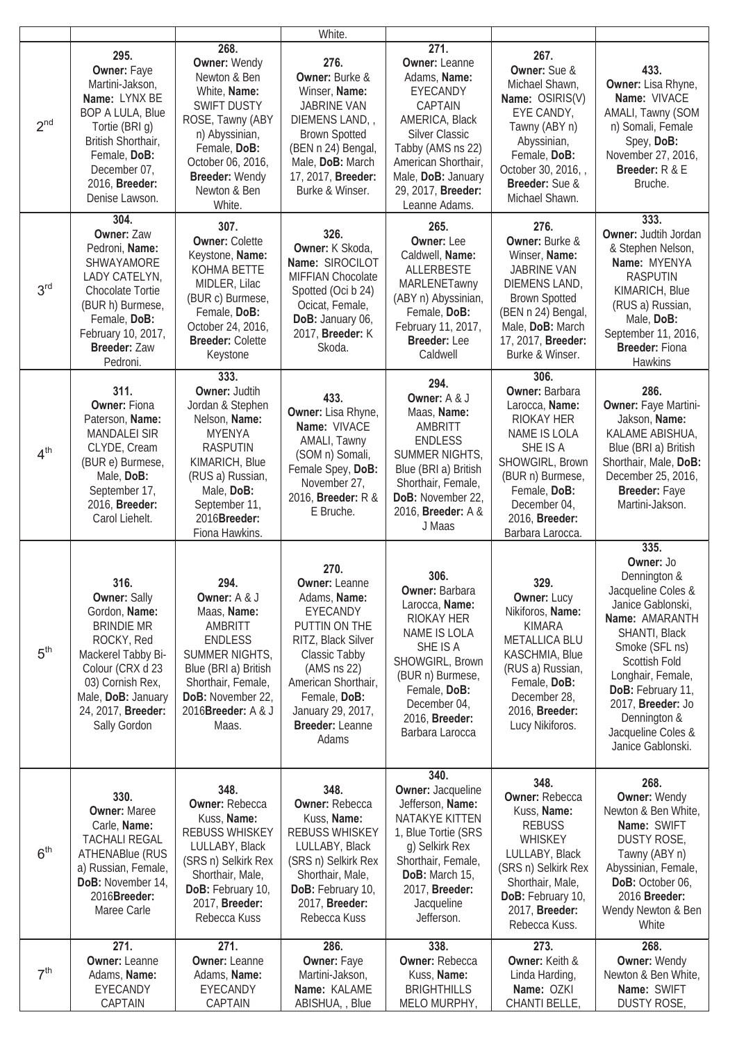| | | | | | | |
|---|---|---|---|---|---|---|
| | | | White. | | | |
| 2nd | 295. **Owner:** Faye Martini-Jakson, **Name:** LYNX BE BOP A LULA, Blue Tortie (BRI g) British Shorthair, Female, **DoB:** December 07, 2016, **Breeder:** Denise Lawson. | 268. **Owner:** Wendy Newton & Ben White, **Name:** SWIFT DUSTY ROSE, Tawny (ABY n) Abyssinian, Female, **DoB:** October 06, 2016, **Breeder:** Wendy Newton & Ben White. | 276. **Owner:** Burke & Winser, **Name:** JABRINE VAN DIEMENS LAND, , Brown Spotted (BEN n 24) Bengal, Male, **DoB:** March 17, 2017, **Breeder:** Burke & Winser. | 271. **Owner:** Leanne Adams, **Name:** EYECANDY CAPTAIN AMERICA, Black Silver Classic Tabby (AMS ns 22) American Shorthair, Male, **DoB:** January 29, 2017, **Breeder:** Leanne Adams. | 267. **Owner:** Sue & Michael Shawn, **Name:** OSIRIS(V) EYE CANDY, Tawny (ABY n) Abyssinian, Female, **DoB:** October 30, 2016, , **Breeder:** Sue & Michael Shawn. | 433. **Owner:** Lisa Rhyne, **Name:** VIVACE AMALI, Tawny (SOM n) Somali, Female Spey, **DoB:** November 27, 2016, **Breeder:** R & E Bruche. |
| 3rd | 304. **Owner:** Zaw Pedroni, **Name:** SHWAYAMORE LADY CATELYN, Chocolate Tortie (BUR h) Burmese, Female, **DoB:** February 10, 2017, **Breeder:** Zaw Pedroni. | 307. **Owner:** Colette Keystone, **Name:** KOHMA BETTE MIDLER, Lilac (BUR c) Burmese, Female, **DoB:** October 24, 2016, **Breeder:** Colette Keystone | 326. **Owner:** K Skoda, **Name:** SIROCILOT MIFFIAN Chocolate Spotted (Oci b 24) Ocicat, Female, **DoB:** January 06, 2017, **Breeder:** K Skoda. | 265. **Owner:** Lee Caldwell, **Name:** ALLERBESTE MARLENETawny (ABY n) Abyssinian, Female, **DoB:** February 11, 2017, **Breeder:** Lee Caldwell | 276. **Owner:** Burke & Winser, **Name:** JABRINE VAN DIEMENS LAND, Brown Spotted (BEN n 24) Bengal, Male, **DoB:** March 17, 2017, **Breeder:** Burke & Winser. | 333. **Owner:** Judtih Jordan & Stephen Nelson, **Name:** MYENYA RASPUTIN KIMARICH, Blue (RUS a) Russian, Male, **DoB:** September 11, 2016, **Breeder:** Fiona Hawkins |
| 4th | 311. **Owner:** Fiona Paterson, **Name:** MANDALEI SIR CLYDE, Cream (BUR e) Burmese, Male, **DoB:** September 17, 2016, **Breeder:** Carol Liehelt. | 333. **Owner:** Judtih Jordan & Stephen Nelson, **Name:** MYENYA RASPUTIN KIMARICH, Blue (RUS a) Russian, Male, **DoB:** September 11, 2016**Breeder:** Fiona Hawkins. | 433. **Owner:** Lisa Rhyne, **Name:** VIVACE AMALI, Tawny (SOM n) Somali, Female Spey, **DoB:** November 27, 2016, **Breeder:** R & E Bruche. | 294. **Owner:** A & J Maas, **Name:** AMBRITT ENDLESS SUMMER NIGHTS, Blue (BRI a) British Shorthair, Female, **DoB:** November 22, 2016, **Breeder:** A & J Maas | 306. **Owner:** Barbara Larocca, **Name:** RIOKAY HER NAME IS LOLA SHE IS A SHOWGIRL, Brown (BUR n) Burmese, Female, **DoB:** December 04, 2016, **Breeder:** Barbara Larocca. | 286. **Owner:** Faye Martini-Jakson, **Name:** KALAME ABISHUA, Blue (BRI a) British Shorthair, Male, **DoB:** December 25, 2016, **Breeder:** Faye Martini-Jakson. |
| 5th | 316. **Owner:** Sally Gordon, **Name:** BRINDIE MR ROCKY, Red Mackerel Tabby Bi-Colour (CRX d 23 03) Cornish Rex, Male, **DoB:** January 24, 2017, **Breeder:** Sally Gordon | 294. **Owner:** A & J Maas, **Name:** AMBRITT ENDLESS SUMMER NIGHTS, Blue (BRI a) British Shorthair, Female, **DoB:** November 22, 2016**Breeder:** A & J Maas. | 270. **Owner:** Leanne Adams, **Name:** EYECANDY PUTTIN ON THE RITZ, Black Silver Classic Tabby (AMS ns 22) American Shorthair, Female, **DoB:** January 29, 2017, **Breeder:** Leanne Adams | 306. **Owner:** Barbara Larocca, **Name:** RIOKAY HER NAME IS LOLA SHE IS A SHOWGIRL, Brown (BUR n) Burmese, Female, **DoB:** December 04, 2016, **Breeder:** Barbara Larocca | 329. **Owner:** Lucy Nikiforos, **Name:** KIMARA METALLICA BLU KASCHMIA, Blue (RUS a) Russian, Female, **DoB:** December 28, 2016, **Breeder:** Lucy Nikiforos. | 335. **Owner:** Jo Dennington & Jacqueline Coles & Janice Gablonski, **Name:** AMARANTH SHANTI, Black Smoke (SFL ns) Scottish Fold Longhair, Female, **DoB:** February 11, 2017, **Breeder:** Jo Dennington & Jacqueline Coles & Janice Gablonski. |
| 6th | 330. **Owner:** Maree Carle, **Name:** TACHALI REGAL ATHENABlue (RUS a) Russian, Female, **DoB:** November 14, 2016**Breeder:** Maree Carle | 348. **Owner:** Rebecca Kuss, **Name:** REBUSS WHISKEY LULLABY, Black (SRS n) Selkirk Rex Shorthair, Male, **DoB:** February 10, 2017, **Breeder:** Rebecca Kuss | 348. **Owner:** Rebecca Kuss, **Name:** REBUSS WHISKEY LULLABY, Black (SRS n) Selkirk Rex Shorthair, Male, **DoB:** February 10, 2017, **Breeder:** Rebecca Kuss | 340. **Owner:** Jacqueline Jefferson, **Name:** NATAKYE KITTEN 1, Blue Tortie (SRS g) Selkirk Rex Shorthair, Female, **DoB:** March 15, 2017, **Breeder:** Jacqueline Jefferson. | 348. **Owner:** Rebecca Kuss, **Name:** REBUSS WHISKEY LULLABY, Black (SRS n) Selkirk Rex Shorthair, Male, **DoB:** February 10, 2017, **Breeder:** Rebecca Kuss. | 268. **Owner:** Wendy Newton & Ben White, **Name:** SWIFT DUSTY ROSE, Tawny (ABY n) Abyssinian, Female, **DoB:** October 06, 2016 **Breeder:** Wendy Newton & Ben White |
| 7th | 271. **Owner:** Leanne Adams, **Name:** EYECANDY CAPTAIN | 271. **Owner:** Leanne Adams, **Name:** EYECANDY CAPTAIN | 286. **Owner:** Faye Martini-Jakson, **Name:** KALAME ABISHUA, , Blue | 338. **Owner:** Rebecca Kuss, **Name:** BRIGHTHILLS MELO MURPHY, | 273. **Owner:** Keith & Linda Harding, **Name:** OZKI CHANTI BELLE, | 268. **Owner:** Wendy Newton & Ben White, **Name:** SWIFT DUSTY ROSE, |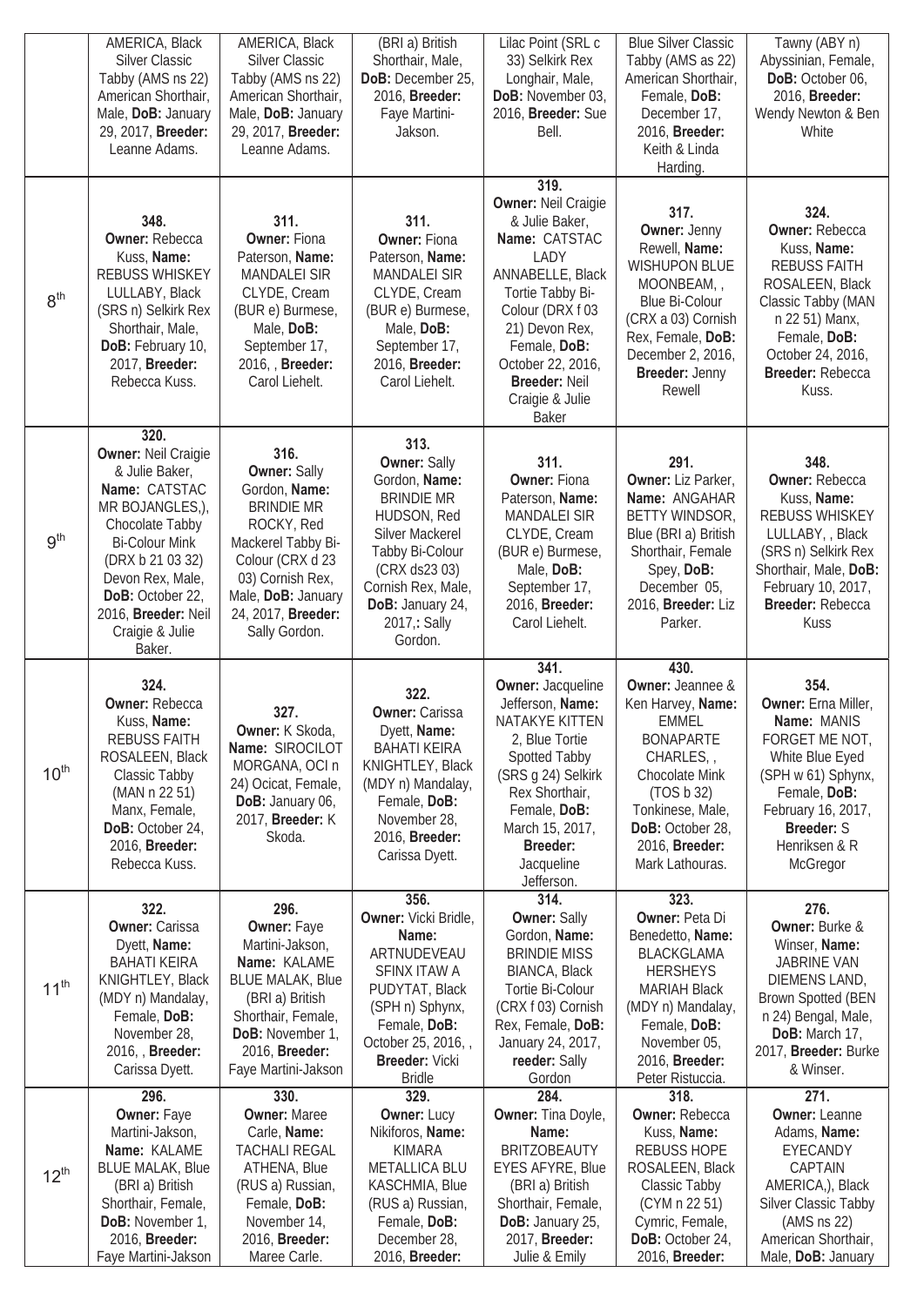| | | | | | | |
|---|---|---|---|---|---|---|
| | AMERICA, Black Silver Classic Tabby (AMS ns 22) American Shorthair, Male, **DoB:** January 29, 2017, **Breeder:** Leanne Adams. | AMERICA, Black Silver Classic Tabby (AMS ns 22) American Shorthair, Male, **DoB:** January 29, 2017, **Breeder:** Leanne Adams. | (BRI a) British Shorthair, Male, **DoB:** December 25, 2016, **Breeder:** Faye Martini-Jakson. | Lilac Point (SRL c 33) Selkirk Rex Longhair, Male, **DoB:** November 03, 2016, **Breeder:** Sue Bell. | Blue Silver Classic Tabby (AMS as 22) American Shorthair, Female, **DoB:** December 17, 2016, **Breeder:** Keith & Linda Harding. | Tawny (ABY n) Abyssinian, Female, **DoB:** October 06, 2016, **Breeder:** Wendy Newton & Ben White |
| 8th | **348. Owner:** Rebecca Kuss, **Name:** REBUSS WHISKEY LULLABY, Black (SRS n) Selkirk Rex Shorthair, Male, **DoB:** February 10, 2017, **Breeder:** Rebecca Kuss. | **311. Owner:** Fiona Paterson, **Name:** MANDALEI SIR CLYDE, Cream (BUR e) Burmese, Male, **DoB:** September 17, 2016, , **Breeder:** Carol Liehelt. | **311. Owner:** Fiona Paterson, **Name:** MANDALEI SIR CLYDE, Cream (BUR e) Burmese, Male, **DoB:** September 17, 2016, **Breeder:** Carol Liehelt. | **319. Owner:** Neil Craigie & Julie Baker, **Name:** CATSTAC LADY ANNABELLE, Black Tortie Tabby Bi-Colour (DRX f 03 21) Devon Rex, Female, **DoB:** October 22, 2016, **Breeder:** Neil Craigie & Julie Baker | **317. Owner:** Jenny Rewell, **Name:** WISHUPON BLUE MOONBEAM, , Blue Bi-Colour (CRX a 03) Cornish Rex, Female, **DoB:** December 2, 2016, **Breeder:** Jenny Rewell | **324. Owner:** Rebecca Kuss, **Name:** REBUSS FAITH ROSALEEN, Black Classic Tabby (MAN n 22 51) Manx, Female, **DoB:** October 24, 2016, **Breeder:** Rebecca Kuss. |
| 9th | **320. Owner:** Neil Craigie & Julie Baker, **Name:** CATSTAC MR BOJANGLES,), Chocolate Tabby Bi-Colour Mink (DRX b 21 03 32) Devon Rex, Male, **DoB:** October 22, 2016, **Breeder:** Neil Craigie & Julie Baker. | **316. Owner:** Sally Gordon, **Name:** BRINDIE MR ROCKY, Red Mackerel Tabby Bi-Colour (CRX d 23 03) Cornish Rex, Male, **DoB:** January 24, 2017, **Breeder:** Sally Gordon. | **313. Owner:** Sally Gordon, **Name:** BRINDIE MR HUDSON, Red Silver Mackerel Tabby Bi-Colour (CRX ds23 03) Cornish Rex, Male, **DoB:** January 24, 2017,**:** Sally Gordon. | **311. Owner:** Fiona Paterson, **Name:** MANDALEI SIR CLYDE, Cream (BUR e) Burmese, Male, **DoB:** September 17, 2016, **Breeder:** Carol Liehelt. | **291. Owner:** Liz Parker, **Name:** ANGAHAR BETTY WINDSOR, Blue (BRI a) British Shorthair, Female Spey, **DoB:** December 05, 2016, **Breeder:** Liz Parker. | **348. Owner:** Rebecca Kuss, **Name:** REBUSS WHISKEY LULLABY, , Black (SRS n) Selkirk Rex Shorthair, Male, **DoB:** February 10, 2017, **Breeder:** Rebecca Kuss |
| 10th | **324. Owner:** Rebecca Kuss, **Name:** REBUSS FAITH ROSALEEN, Black Classic Tabby (MAN n 22 51) Manx, Female, **DoB:** October 24, 2016, **Breeder:** Rebecca Kuss. | **327. Owner:** K Skoda, **Name:** SIROCILOT MORGANA, OCI n 24) Ocicat, Female, **DoB:** January 06, 2017, **Breeder:** K Skoda. | **322. Owner:** Carissa Dyett, **Name:** BAHATI KEIRA KNIGHTLEY, Black (MDY n) Mandalay, Female, **DoB:** November 28, 2016, **Breeder:** Carissa Dyett. | **341. Owner:** Jacqueline Jefferson, **Name:** NATAKYE KITTEN 2, Blue Tortie Spotted Tabby (SRS g 24) Selkirk Rex Shorthair, Female, **DoB:** March 15, 2017, **Breeder:** Jacqueline Jefferson. | **430. Owner:** Jeannee & Ken Harvey, **Name:** EMMEL BONAPARTE CHARLES, , Chocolate Mink (TOS b 32) Tonkinese, Male, **DoB:** October 28, 2016, **Breeder:** Mark Lathouras. | **354. Owner:** Erna Miller, **Name:** MANIS FORGET ME NOT, White Blue Eyed (SPH w 61) Sphynx, Female, **DoB:** February 16, 2017, **Breeder:** S Henriksen & R McGregor |
| 11th | **322. Owner:** Carissa Dyett, **Name:** BAHATI KEIRA KNIGHTLEY, Black (MDY n) Mandalay, Female, **DoB:** November 28, 2016, , **Breeder:** Carissa Dyett. | **296. Owner:** Faye Martini-Jakson, **Name:** KALAME BLUE MALAK, Blue (BRI a) British Shorthair, Female, **DoB:** November 1, 2016, **Breeder:** Faye Martini-Jakson | **356. Owner:** Vicki Bridle, **Name:** ARTNUDEVEAU SFINX ITAW A PUDYTAT, Black (SPH n) Sphynx, Female, **DoB:** October 25, 2016, , **Breeder:** Vicki Bridle | **314. Owner:** Sally Gordon, **Name:** BRINDIE MISS BIANCA, Black Tortie Bi-Colour (CRX f 03) Cornish Rex, Female, **DoB:** January 24, 2017, **reeder:** Sally Gordon | **323. Owner:** Peta Di Benedetto, **Name:** BLACKGLAMA HERSHEYS MARIAH Black (MDY n) Mandalay, Female, **DoB:** November 05, 2016, **Breeder:** Peter Ristuccia. | **276. Owner:** Burke & Winser, **Name:** JABRINE VAN DIEMENS LAND, Brown Spotted (BEN n 24) Bengal, Male, **DoB:** March 17, 2017, **Breeder:** Burke & Winser. |
| 12th | **296. Owner:** Faye Martini-Jakson, **Name:** KALAME BLUE MALAK, Blue (BRI a) British Shorthair, Female, **DoB:** November 1, 2016, **Breeder:** Faye Martini-Jakson | **330. Owner:** Maree Carle, **Name:** TACHALI REGAL ATHENA, Blue (RUS a) Russian, Female, **DoB:** November 14, 2016, **Breeder:** Maree Carle. | **329. Owner:** Lucy Nikiforos, **Name:** KIMARA METALLICA BLU KASCHMIA, Blue (RUS a) Russian, Female, **DoB:** December 28, 2016, **Breeder:** | **284. Owner:** Tina Doyle, **Name:** BRITZOBEAUTY EYES AFYRE, Blue (BRI a) British Shorthair, Female, **DoB:** January 25, 2017, **Breeder:** Julie & Emily | **318. Owner:** Rebecca Kuss, **Name:** REBUSS HOPE ROSALEEN, Black Classic Tabby (CYM n 22 51) Cymric, Female, **DoB:** October 24, 2016, **Breeder:** | **271. Owner:** Leanne Adams, **Name:** EYECANDY CAPTAIN AMERICA,), Black Silver Classic Tabby (AMS ns 22) American Shorthair, Male, **DoB:** January |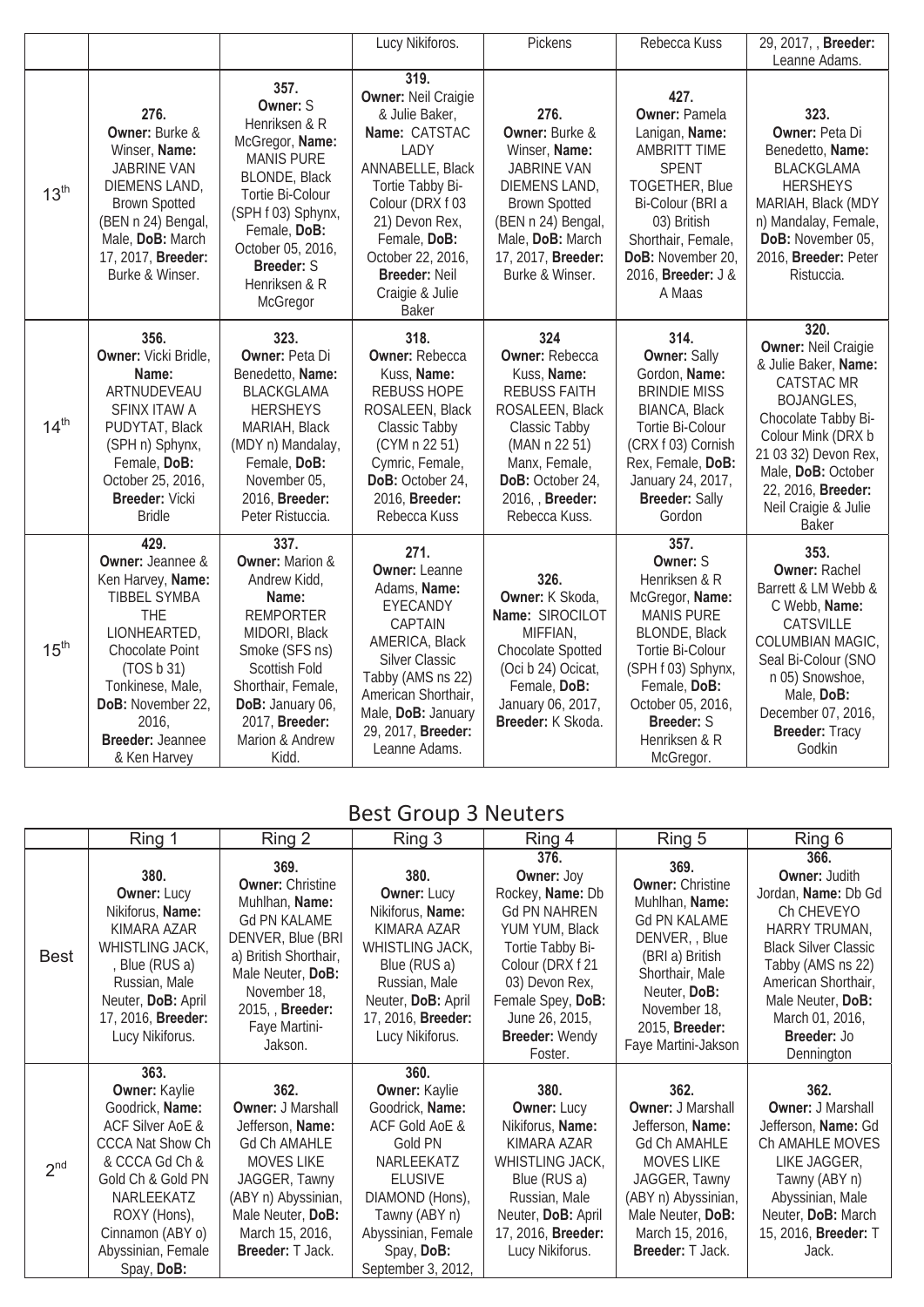| | | | Lucy Nikiforos. | Pickens | Rebecca Kuss | 29, 2017, , **Breeder:** Leanne Adams. |
|---|---|---|---|---|---|---|
| 13th | 276. **Owner:** Burke & Winser, **Name:** JABRINE VAN DIEMENS LAND, Brown Spotted (BEN n 24) Bengal, Male, **DoB:** March 17, 2017, **Breeder:** Burke & Winser. | 357. **Owner:** S Henriksen & R McGregor, **Name:** MANIS PURE BLONDE, Black Tortie Bi-Colour (SPH f 03) Sphynx, Female, **DoB:** October 05, 2016, **Breeder:** S Henriksen & R McGregor | 319. **Owner:** Neil Craigie & Julie Baker, **Name:** CATSTAC LADY ANNABELLE, Black Tortie Tabby Bi-Colour (DRX f 03 21) Devon Rex, Female, **DoB:** October 22, 2016, **Breeder:** Neil Craigie & Julie Baker | 276. **Owner:** Burke & Winser, **Name:** JABRINE VAN DIEMENS LAND, Brown Spotted (BEN n 24) Bengal, Male, **DoB:** March 17, 2017, **Breeder:** Burke & Winser. | 427. **Owner:** Pamela Lanigan, **Name:** AMBRITT TIME SPENT TOGETHER, Blue Bi-Colour (BRI a 03) British Shorthair, Female, **DoB:** November 20, 2016, **Breeder:** J & A Maas | 323. **Owner:** Peta Di Benedetto, **Name:** BLACKGLAMA HERSHEYS MARIAH, Black (MDY n) Mandalay, Female, **DoB:** November 05, 2016, **Breeder:** Peter Ristuccia. |
| 14th | 356. **Owner:** Vicki Bridle, **Name:** ARTNUDEVEAU SFINX ITAW A PUDYTAT, Black (SPH n) Sphynx, Female, **DoB:** October 25, 2016, **Breeder:** Vicki Bridle | 323. **Owner:** Peta Di Benedetto, **Name:** BLACKGLAMA HERSHEYS MARIAH, Black (MDY n) Mandalay, Female, **DoB:** November 05, 2016, **Breeder:** Peter Ristuccia. | 318. **Owner:** Rebecca Kuss, **Name:** REBUSS HOPE ROSALEEN, Black Classic Tabby (CYM n 22 51) Cymric, Female, **DoB:** October 24, 2016, **Breeder:** Rebecca Kuss | 324 **Owner:** Rebecca Kuss, **Name:** REBUSS FAITH ROSALEEN, Black Classic Tabby (MAN n 22 51) Manx, Female, **DoB:** October 24, 2016, , **Breeder:** Rebecca Kuss. | 314. **Owner:** Sally Gordon, **Name:** BRINDIE MISS BIANCA, Black Tortie Bi-Colour (CRX f 03) Cornish Rex, Female, **DoB:** January 24, 2017, **Breeder:** Sally Gordon | 320. **Owner:** Neil Craigie & Julie Baker, **Name:** CATSTAC MR BOJANGLES, Chocolate Tabby Bi-Colour Mink (DRX b 21 03 32) Devon Rex, Male, **DoB:** October 22, 2016, **Breeder:** Neil Craigie & Julie Baker |
| 15th | 429. **Owner:** Jeannee & Ken Harvey, **Name:** TIBBEL SYMBA THE LIONHEARTED, Chocolate Point (TOS b 31) Tonkinese, Male, **DoB:** November 22, 2016, **Breeder:** Jeannee & Ken Harvey | 337. **Owner:** Marion & Andrew Kidd, **Name:** REMPORTER MIDORI, Black Smoke (SFS ns) Scottish Fold Shorthair, Female, **DoB:** January 06, 2017, **Breeder:** Marion & Andrew Kidd. | 271. **Owner:** Leanne Adams, **Name:** EYECANDY CAPTAIN AMERICA, Black Silver Classic Tabby (AMS ns 22) American Shorthair, Male, **DoB:** January 29, 2017, **Breeder:** Leanne Adams. | 326. **Owner:** K Skoda, **Name:** SIROCILOT MIFFIAN, Chocolate Spotted (Oci b 24) Ocicat, Female, **DoB:** January 06, 2017, **Breeder:** K Skoda. | 357. **Owner:** S Henriksen & R McGregor, **Name:** MANIS PURE BLONDE, Black Tortie Bi-Colour (SPH f 03) Sphynx, Female, **DoB:** October 05, 2016, **Breeder:** S Henriksen & R McGregor. | 353. **Owner:** Rachel Barrett & LM Webb & C Webb, **Name:** CATSVILLE COLUMBIAN MAGIC, Seal Bi-Colour (SNO n 05) Snowshoe, Male, **DoB:** December 07, 2016, **Breeder:** Tracy Godkin |

## Best Group 3 Neuters

| | Ring 1 | Ring 2 | Ring 3 | Ring 4 | Ring 5 | Ring 6 |
|---|---|---|---|---|---|---|
| Best | 380. **Owner:** Lucy Nikiforus, **Name:** KIMARA AZAR WHISTLING JACK, , Blue (RUS a) Russian, Male Neuter, **DoB:** April 17, 2016, **Breeder:** Lucy Nikiforus. | 369. **Owner:** Christine Muhlhan, **Name:** Gd PN KALAME DENVER, Blue (BRI a) British Shorthair, Male Neuter, **DoB:** November 18, 2015, , **Breeder:** Faye Martini-Jakson. | 380. **Owner:** Lucy Nikiforus, **Name:** KIMARA AZAR WHISTLING JACK, Blue (RUS a) Russian, Male Neuter, **DoB:** April 17, 2016, **Breeder:** Lucy Nikiforus. | 376. **Owner:** Joy Rockey, **Name:** Db Gd PN NAHREN YUM YUM, Black Tortie Tabby Bi-Colour (DRX f 21 03) Devon Rex, Female Spey, **DoB:** June 26, 2015, **Breeder:** Wendy Foster. | 369. **Owner:** Christine Muhlhan, **Name:** Gd PN KALAME DENVER, , Blue (BRI a) British Shorthair, Male Neuter, **DoB:** November 18, 2015, **Breeder:** Faye Martini-Jakson | 366. **Owner:** Judith Jordan, **Name:** Db Gd Ch CHEVEYO HARRY TRUMAN, Black Silver Classic Tabby (AMS ns 22) American Shorthair, Male Neuter, **DoB:** March 01, 2016, **Breeder:** Jo Dennington |
| 2nd | 363. **Owner:** Kaylie Goodrick, **Name:** ACF Silver AoE & CCCA Nat Show Ch & CCCA Gd Ch & Gold Ch & Gold PN NARLEEKATZ ROXY (Hons), Cinnamon (ABY o) Abyssinian, Female Spay, **DoB:** | 362. **Owner:** J Marshall Jefferson, **Name:** Gd Ch AMAHLE MOVES LIKE JAGGER, Tawny (ABY n) Abyssinian, Male Neuter, **DoB:** March 15, 2016, **Breeder:** T Jack. | 360. **Owner:** Kaylie Goodrick, **Name:** ACF Gold AoE & Gold PN NARLEEKATZ ELUSIVE DIAMOND (Hons), Tawny (ABY n) Abyssinian, Female Spay, **DoB:** September 3, 2012, | 380. **Owner:** Lucy Nikiforus, **Name:** KIMARA AZAR WHISTLING JACK, Blue (RUS a) Russian, Male Neuter, **DoB:** April 17, 2016, **Breeder:** Lucy Nikiforus. | 362. **Owner:** J Marshall Jefferson, **Name:** Gd Ch AMAHLE MOVES LIKE JAGGER, Tawny (ABY n) Abyssinian, Male Neuter, **DoB:** March 15, 2016, **Breeder:** T Jack. | 362. **Owner:** J Marshall Jefferson, **Name:** Gd Ch AMAHLE MOVES LIKE JAGGER, Tawny (ABY n) Abyssinian, Male Neuter, **DoB:** March 15, 2016, **Breeder:** T Jack. |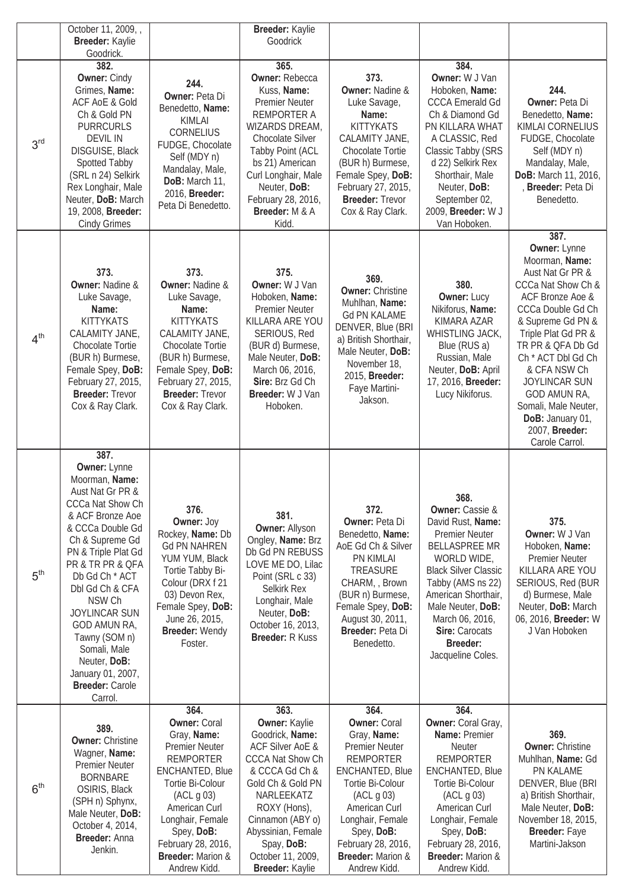| | | | | | | |
|---|---|---|---|---|---|---|
| | October 11, 2009, , **Breeder:** Kaylie Goodrick. | | **Breeder:** Kaylie Goodrick | | | |
| 3rd | **382. Owner:** Cindy Grimes, **Name:** ACF AoE & Gold Ch & Gold PN PURRCURLS DEVIL IN DISGUISE, Black Spotted Tabby (SRL n 24) Selkirk Rex Longhair, Male Neuter, **DoB:** March 19, 2008, **Breeder:** Cindy Grimes | **244. Owner:** Peta Di Benedetto, **Name:** KIMLAI CORNELIUS FUDGE, Chocolate Self (MDY n) Mandalay, Male, **DoB:** March 11, 2016, **Breeder:** Peta Di Benedetto. | **365. Owner:** Rebecca Kuss, **Name:** Premier Neuter REMPORTER A WIZARDS DREAM, Chocolate Silver Tabby Point (ACL bs 21) American Curl Longhair, Male Neuter, **DoB:** February 28, 2016, **Breeder:** M & A Kidd. | **373. Owner:** Nadine & Luke Savage, **Name:** KITTYKATS CALAMITY JANE, Chocolate Tortie (BUR h) Burmese, Female Spey, **DoB:** February 27, 2015, **Breeder:** Trevor Cox & Ray Clark. | **384. Owner:** W J Van Hoboken, **Name:** CCCA Emerald Gd Ch & Diamond Gd PN KILLARA WHAT A CLASSIC, Red Classic Tabby (SRS d 22) Selkirk Rex Shorthair, Male Neuter, **DoB:** September 02, 2009, **Breeder:** W J Van Hoboken. | **244. Owner:** Peta Di Benedetto, **Name:** KIMLAI CORNELIUS FUDGE, Chocolate Self (MDY n) Mandalay, Male, **DoB:** March 11, 2016, , **Breeder:** Peta Di Benedetto. |
| 4th | **373. Owner:** Nadine & Luke Savage, **Name:** KITTYKATS CALAMITY JANE, Chocolate Tortie (BUR h) Burmese, Female Spey, **DoB:** February 27, 2015, **Breeder:** Trevor Cox & Ray Clark. | **373. Owner:** Nadine & Luke Savage, **Name:** KITTYKATS CALAMITY JANE, Chocolate Tortie (BUR h) Burmese, Female Spey, **DoB:** February 27, 2015, **Breeder:** Trevor Cox & Ray Clark. | **375. Owner:** W J Van Hoboken, **Name:** Premier Neuter KILLARA ARE YOU SERIOUS, Red (BUR d) Burmese, Male Neuter, **DoB:** March 06, 2016, **Sire:** Brz Gd Ch **Breeder:** W J Van Hoboken. | **369. Owner:** Christine Muhlhan, **Name:** Gd PN KALAME DENVER, Blue (BRI a) British Shorthair, Male Neuter, **DoB:** November 18, 2015, **Breeder:** Faye Martini-Jakson. | **380. Owner:** Lucy Nikiforus, **Name:** KIMARA AZAR WHISTLING JACK, Blue (RUS a) Russian, Male Neuter, **DoB:** April 17, 2016, **Breeder:** Lucy Nikiforus. | **387. Owner:** Lynne Moorman, **Name:** Aust Nat Gr PR & CCCa Nat Show Ch & ACF Bronze Aoe & CCCa Double Gd Ch & Supreme Gd PN & Triple Plat Gd PR & TR PR & QFA Db Gd Ch * ACT Dbl Gd Ch & CFA NSW Ch JOYLINCAR SUN GOD AMUN RA, Somali, Male Neuter, **DoB:** January 01, 2007, **Breeder:** Carole Carrol. |
| 5th | **387. Owner:** Lynne Moorman, **Name:** Aust Nat Gr PR & CCCa Nat Show Ch & ACF Bronze Aoe & CCCa Double Gd Ch & Supreme Gd PN & Triple Plat Gd PR & TR PR & QFA Db Gd Ch * ACT Dbl Gd Ch & CFA NSW Ch JOYLINCAR SUN GOD AMUN RA, Tawny (SOM n) Somali, Male Neuter, **DoB:** January 01, 2007, **Breeder:** Carole Carrol. | **376. Owner:** Joy Rockey, **Name:** Db Gd PN NAHREN YUM YUM, Black Tortie Tabby Bi-Colour (DRX f 21 03) Devon Rex, Female Spey, **DoB:** June 26, 2015, **Breeder:** Wendy Foster. | **381. Owner:** Allyson Ongley, **Name:** Brz Db Gd PN REBUSS LOVE ME DO, Lilac Point (SRL c 33) Selkirk Rex Longhair, Male Neuter, **DoB:** October 16, 2013, **Breeder:** R Kuss | **372. Owner:** Peta Di Benedetto, **Name:** AoE Gd Ch & Silver PN KIMLAI TREASURE CHARM, , Brown (BUR n) Burmese, Female Spey, **DoB:** August 30, 2011, **Breeder:** Peta Di Benedetto. | **368. Owner:** Cassie & David Rust, **Name:** Premier Neuter BELLASPREE MR WORLD WIDE, Black Silver Classic Tabby (AMS ns 22) American Shorthair, Male Neuter, **DoB:** March 06, 2016, **Sire:** Carocats **Breeder:** Jacqueline Coles. | **375. Owner:** W J Van Hoboken, **Name:** Premier Neuter KILLARA ARE YOU SERIOUS, Red (BUR d) Burmese, Male Neuter, **DoB:** March 06, 2016, **Breeder:** W J Van Hoboken |
| 6th | **389. Owner:** Christine Wagner, **Name:** Premier Neuter BORNBARE OSIRIS, Black (SPH n) Sphynx, Male Neuter, **DoB:** October 4, 2014, **Breeder:** Anna Jenkin. | **364. Owner:** Coral Gray, **Name:** Premier Neuter REMPORTER ENCHANTED, Blue Tortie Bi-Colour (ACL g 03) American Curl Longhair, Female Spey, **DoB:** February 28, 2016, **Breeder:** Marion & Andrew Kidd. | **363. Owner:** Kaylie Goodrick, **Name:** ACF Silver AoE & CCCA Nat Show Ch & CCCA Gd Ch & Gold Ch & Gold PN NARLEEKATZ ROXY (Hons), Cinnamon (ABY o) Abyssinian, Female Spay, **DoB:** October 11, 2009, **Breeder:** Kaylie | **364. Owner:** Coral Gray, **Name:** Premier Neuter REMPORTER ENCHANTED, Blue Tortie Bi-Colour (ACL g 03) American Curl Longhair, Female Spey, **DoB:** February 28, 2016, **Breeder:** Marion & Andrew Kidd. | **364. Owner:** Coral Gray, **Name:** Premier Neuter REMPORTER ENCHANTED, Blue Tortie Bi-Colour (ACL g 03) American Curl Longhair, Female Spey, **DoB:** February 28, 2016, **Breeder:** Marion & Andrew Kidd. | **369. Owner:** Christine Muhlhan, **Name:** Gd PN KALAME DENVER, Blue (BRI a) British Shorthair, Male Neuter, **DoB:** November 18, 2015, **Breeder:** Faye Martini-Jakson |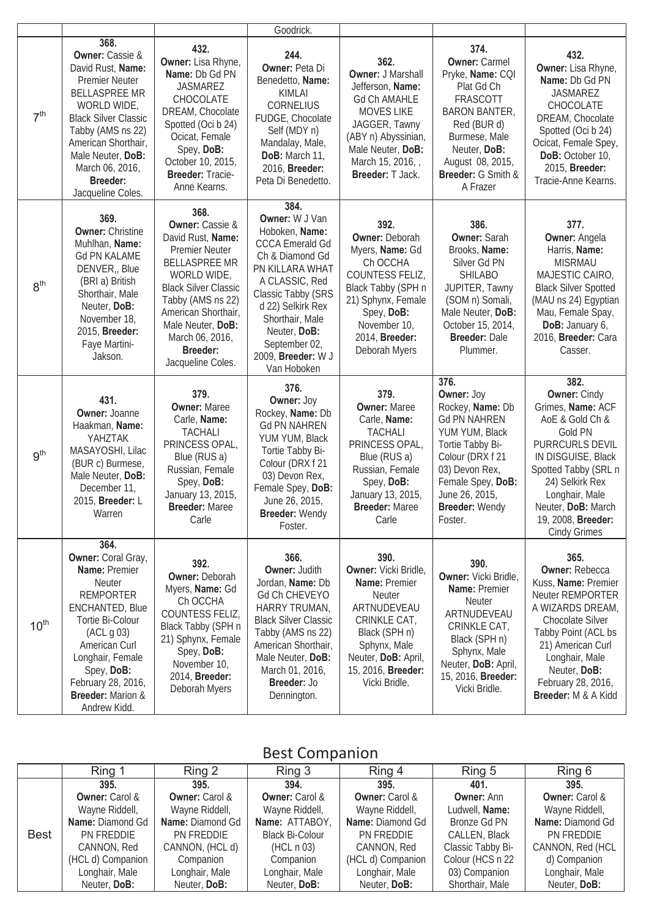| | | | | | | |
|---|---|---|---|---|---|---|
| | | | Goodrick. | | | |
| 7th | 368. **Owner:** Cassie & David Rust, **Name:** Premier Neuter BELLASPREE MR WORLD WIDE, Black Silver Classic Tabby (AMS ns 22) American Shorthair, Male Neuter, **DoB:** March 06, 2016, **Breeder:** Jacqueline Coles. | 432. **Owner:** Lisa Rhyne, **Name:** Db Gd PN JASMAREZ CHOCOLATE DREAM, Chocolate Spotted (Oci b 24) Ocicat, Female Spey, **DoB:** October 10, 2015, **Breeder:** Tracie-Anne Kearns. | 244. **Owner:** Peta Di Benedetto, **Name:** KIMLAI CORNELIUS FUDGE, Chocolate Self (MDY n) Mandalay, Male, **DoB:** March 11, 2016, **Breeder:** Peta Di Benedetto. | 362. **Owner:** J Marshall Jefferson, **Name:** Gd Ch AMAHLE MOVES LIKE JAGGER, Tawny (ABY n) Abyssinian, Male Neuter, **DoB:** March 15, 2016, , **Breeder:** T Jack. | 374. **Owner:** Carmel Pryke, **Name:** CQI Plat Gd Ch FRASCOTT BARON BANTER, Red (BUR d) Burmese, Male Neuter, **DoB:** August 08, 2015, **Breeder:** G Smith & A Frazer | 432. **Owner:** Lisa Rhyne, **Name:** Db Gd PN JASMAREZ CHOCOLATE DREAM, Chocolate Spotted (Oci b 24) Ocicat, Female Spey, **DoB:** October 10, 2015, **Breeder:** Tracie-Anne Kearns. |
| 8th | 369. **Owner:** Christine Muhlhan, **Name:** Gd PN KALAME DENVER,, Blue (BRI a) British Shorthair, Male Neuter, **DoB:** November 18, 2015, **Breeder:** Faye Martini-Jakson. | 368. **Owner:** Cassie & David Rust, **Name:** Premier Neuter BELLASPREE MR WORLD WIDE, Black Silver Classic Tabby (AMS ns 22) American Shorthair, Male Neuter, **DoB:** March 06, 2016, **Breeder:** Jacqueline Coles. | 384. **Owner:** W J Van Hoboken, **Name:** CCCA Emerald Gd Ch & Diamond Gd PN KILLARA WHAT A CLASSIC, Red Classic Tabby (SRS d 22) Selkirk Rex Shorthair, Male Neuter, **DoB:** September 02, 2009, **Breeder:** W J Van Hoboken | 392. **Owner:** Deborah Myers, **Name:** Gd Ch OCCHA COUNTESS FELIZ, Black Tabby (SPH n 21) Sphynx, Female Spey, **DoB:** November 10, 2014, **Breeder:** Deborah Myers | 386. **Owner:** Sarah Brooks, **Name:** Silver Gd PN SHILABO JUPITER, Tawny (SOM n) Somali, Male Neuter, **DoB:** October 15, 2014, **Breeder:** Dale Plummer. | 377. **Owner:** Angela Harris, **Name:** MISRMAU MAJESTIC CAIRO, Black Silver Spotted (MAU ns 24) Egyptian Mau, Female Spay, **DoB:** January 6, 2016, **Breeder:** Cara Casser. |
| 9th | 431. **Owner:** Joanne Haakman, **Name:** YAHZTAK MASAYOSHI, Lilac (BUR c) Burmese, Male Neuter, **DoB:** December 11, 2015, **Breeder:** L Warren | 379. **Owner:** Maree Carle, **Name:** TACHALI PRINCESS OPAL, Blue (RUS a) Russian, Female Spey, **DoB:** January 13, 2015, **Breeder:** Maree Carle | 376. **Owner:** Joy Rockey, **Name:** Db Gd PN NAHREN YUM YUM, Black Tortie Tabby Bi-Colour (DRX f 21 03) Devon Rex, Female Spey, **DoB:** June 26, 2015, **Breeder:** Wendy Foster. | 379. **Owner:** Maree Carle, **Name:** TACHALI PRINCESS OPAL, Blue (RUS a) Russian, Female Spey, **DoB:** January 13, 2015, **Breeder:** Maree Carle | 376. **Owner:** Joy Rockey, **Name:** Db Gd PN NAHREN YUM YUM, Black Tortie Tabby Bi-Colour (DRX f 21 03) Devon Rex, Female Spey, **DoB:** June 26, 2015, **Breeder:** Wendy Foster. | 382. **Owner:** Cindy Grimes, **Name:** ACF AoE & Gold Ch & Gold PN PURRCURLS DEVIL IN DISGUISE, Black Spotted Tabby (SRL n 24) Selkirk Rex Longhair, Male Neuter, **DoB:** March 19, 2008, **Breeder:** Cindy Grimes |
| 10th | 364. **Owner:** Coral Gray, **Name:** Premier Neuter REMPORTER ENCHANTED, Blue Tortie Bi-Colour (ACL g 03) American Curl Longhair, Female Spey, **DoB:** February 28, 2016, **Breeder:** Marion & Andrew Kidd. | 392. **Owner:** Deborah Myers, **Name:** Gd Ch OCCHA COUNTESS FELIZ, Black Tabby (SPH n 21) Sphynx, Female Spey, **DoB:** November 10, 2014, **Breeder:** Deborah Myers | 366. **Owner:** Judith Jordan, **Name:** Db Gd Ch CHEVEYO HARRY TRUMAN, Black Silver Classic Tabby (AMS ns 22) American Shorthair, Male Neuter, **DoB:** March 01, 2016, **Breeder:** Jo Dennington. | 390. **Owner:** Vicki Bridle, **Name:** Premier Neuter ARTNUDEVEAU CRINKLE CAT, Black (SPH n) Sphynx, Male Neuter, **DoB:** April, 15, 2016, **Breeder:** Vicki Bridle. | 390. **Owner:** Vicki Bridle, **Name:** Premier Neuter ARTNUDEVEAU CRINKLE CAT, Black (SPH n) Sphynx, Male Neuter, **DoB:** April, 15, 2016, **Breeder:** Vicki Bridle. | 365. **Owner:** Rebecca Kuss, **Name:** Premier Neuter REMPORTER A WIZARDS DREAM, Chocolate Silver Tabby Point (ACL bs 21) American Curl Longhair, Male Neuter, **DoB:** February 28, 2016, **Breeder:** M & A Kidd |

## Best Companion

| | Ring 1 | Ring 2 | Ring 3 | Ring 4 | Ring 5 | Ring 6 |
|---|---|---|---|---|---|---|
| Best | 395. **Owner:** Carol & Wayne Riddell, **Name:** Diamond Gd PN FREDDIE CANNON, Red (HCL d) Companion Longhair, Male Neuter, **DoB:** | 395. **Owner:** Carol & Wayne Riddell, **Name:** Diamond Gd PN FREDDIE CANNON, (HCL d) Companion Longhair, Male Neuter, **DoB:** | 394. **Owner:** Carol & Wayne Riddell, **Name:** ATTABOY, Black Bi-Colour (HCL n 03) Companion Longhair, Male Neuter, **DoB:** | 395. **Owner:** Carol & Wayne Riddell, **Name:** Diamond Gd PN FREDDIE CANNON, Red (HCL d) Companion Longhair, Male Neuter, **DoB:** | 401. **Owner:** Ann Ludwell, **Name:** Bronze Gd PN CALLEN, Black Classic Tabby Bi-Colour (HCS n 22 03) Companion Shorthair, Male | 395. **Owner:** Carol & Wayne Riddell, **Name:** Diamond Gd PN FREDDIE CANNON, Red (HCL d) Companion Longhair, Male Neuter, **DoB:** |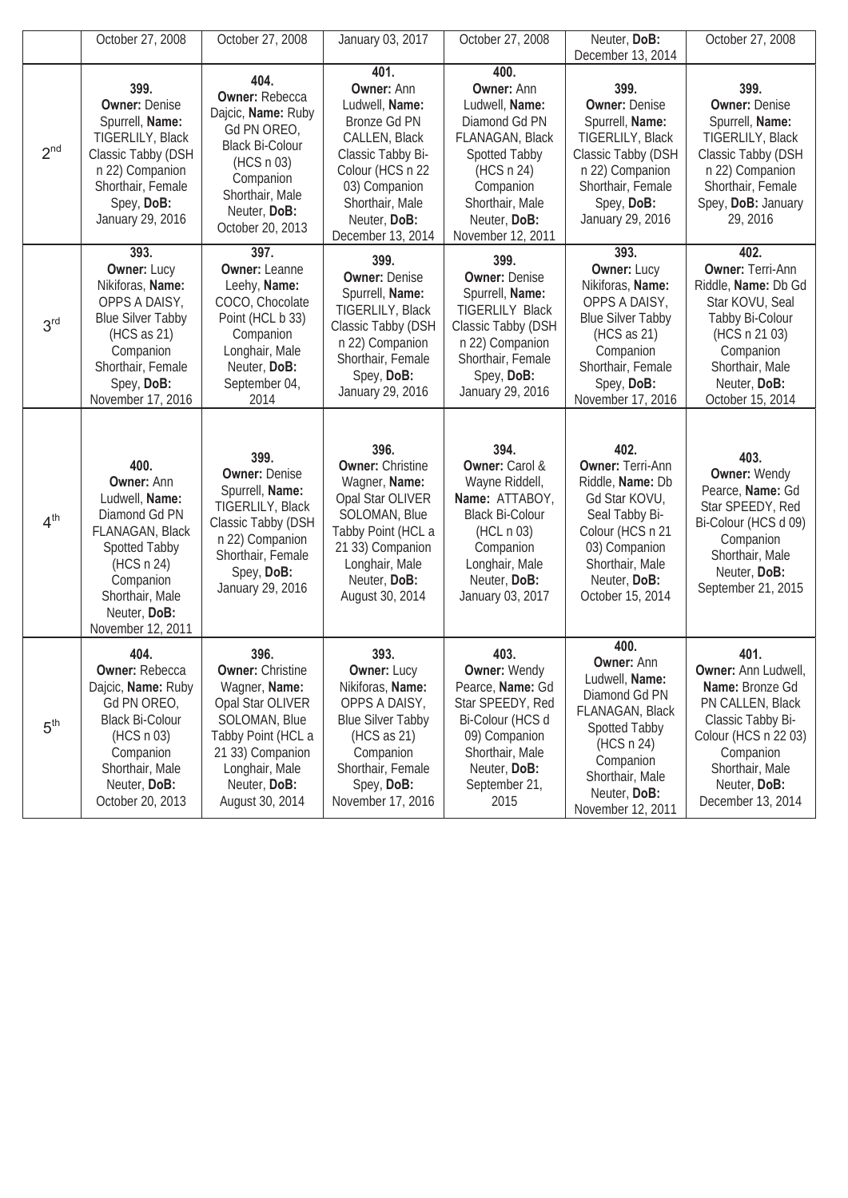| | | | | | | |
|---|---|---|---|---|---|---|
| | October 27, 2008 | October 27, 2008 | January 03, 2017 | October 27, 2008 | Neuter, **DoB:** December 13, 2014 | October 27, 2008 |
| 2nd | 399. **Owner:** Denise Spurrell, **Name:** TIGERLILY, Black Classic Tabby (DSH n 22) Companion Shorthair, Female Spey, **DoB:** January 29, 2016 | 404. **Owner:** Rebecca Dajcic, **Name:** Ruby Gd PN OREO, Black Bi-Colour (HCS n 03) Companion Shorthair, Male Neuter, **DoB:** October 20, 2013 | 401. **Owner:** Ann Ludwell, **Name:** Bronze Gd PN CALLEN, Black Classic Tabby Bi-Colour (HCS n 22 03) Companion Shorthair, Male Neuter, **DoB:** December 13, 2014 | 400. **Owner:** Ann Ludwell, **Name:** Diamond Gd PN FLANAGAN, Black Spotted Tabby (HCS n 24) Companion Shorthair, Male Neuter, **DoB:** November 12, 2011 | 399. **Owner:** Denise Spurrell, **Name:** TIGERLILY, Black Classic Tabby (DSH n 22) Companion Shorthair, Female Spey, **DoB:** January 29, 2016 | 399. **Owner:** Denise Spurrell, **Name:** TIGERLILY, Black Classic Tabby (DSH n 22) Companion Shorthair, Female Spey, **DoB:** January 29, 2016 |
| 3rd | 393. **Owner:** Lucy Nikiforas, **Name:** OPPS A DAISY, Blue Silver Tabby (HCS as 21) Companion Shorthair, Female Spey, **DoB:** November 17, 2016 | 397. **Owner:** Leanne Leehy, **Name:** COCO, Chocolate Point (HCL b 33) Companion Longhair, Male Neuter, **DoB:** September 04, 2014 | 399. **Owner:** Denise Spurrell, **Name:** TIGERLILY, Black Classic Tabby (DSH n 22) Companion Shorthair, Female Spey, **DoB:** January 29, 2016 | 399. **Owner:** Denise Spurrell, **Name:** TIGERLILY Black Classic Tabby (DSH n 22) Companion Shorthair, Female Spey, **DoB:** January 29, 2016 | 393. **Owner:** Lucy Nikiforas, **Name:** OPPS A DAISY, Blue Silver Tabby (HCS as 21) Companion Shorthair, Female Spey, **DoB:** November 17, 2016 | 402. **Owner:** Terri-Ann Riddle, **Name:** Db Gd Star KOVU, Seal Tabby Bi-Colour (HCS n 21 03) Companion Shorthair, Male Neuter, **DoB:** October 15, 2014 |
| 4th | 400. **Owner:** Ann Ludwell, **Name:** Diamond Gd PN FLANAGAN, Black Spotted Tabby (HCS n 24) Companion Shorthair, Male Neuter, **DoB:** November 12, 2011 | 399. **Owner:** Denise Spurrell, **Name:** TIGERLILY, Black Classic Tabby (DSH n 22) Companion Shorthair, Female Spey, **DoB:** January 29, 2016 | 396. **Owner:** Christine Wagner, **Name:** Opal Star OLIVER SOLOMAN, Blue Tabby Point (HCL a 21 33) Companion Longhair, Male Neuter, **DoB:** August 30, 2014 | 394. **Owner:** Carol & Wayne Riddell, **Name:** ATTABOY, Black Bi-Colour (HCL n 03) Companion Longhair, Male Neuter, **DoB:** January 03, 2017 | 402. **Owner:** Terri-Ann Riddle, **Name:** Db Gd Star KOVU, Seal Tabby Bi-Colour (HCS n 21 03) Companion Shorthair, Male Neuter, **DoB:** October 15, 2014 | 403. **Owner:** Wendy Pearce, **Name:** Gd Star SPEEDY, Red Bi-Colour (HCS d 09) Companion Shorthair, Male Neuter, **DoB:** September 21, 2015 |
| 5th | 404. **Owner:** Rebecca Dajcic, **Name:** Ruby Gd PN OREO, Black Bi-Colour (HCS n 03) Companion Shorthair, Male Neuter, **DoB:** October 20, 2013 | 396. **Owner:** Christine Wagner, **Name:** Opal Star OLIVER SOLOMAN, Blue Tabby Point (HCL a 21 33) Companion Longhair, Male Neuter, **DoB:** August 30, 2014 | 393. **Owner:** Lucy Nikiforas, **Name:** OPPS A DAISY, Blue Silver Tabby (HCS as 21) Companion Shorthair, Female Spey, **DoB:** November 17, 2016 | 403. **Owner:** Wendy Pearce, **Name:** Gd Star SPEEDY, Red Bi-Colour (HCS d 09) Companion Shorthair, Male Neuter, **DoB:** September 21, 2015 | 400. **Owner:** Ann Ludwell, **Name:** Diamond Gd PN FLANAGAN, Black Spotted Tabby (HCS n 24) Companion Shorthair, Male Neuter, **DoB:** November 12, 2011 | 401. **Owner:** Ann Ludwell, **Name:** Bronze Gd PN CALLEN, Black Classic Tabby Bi-Colour (HCS n 22 03) Companion Shorthair, Male Neuter, **DoB:** December 13, 2014 |